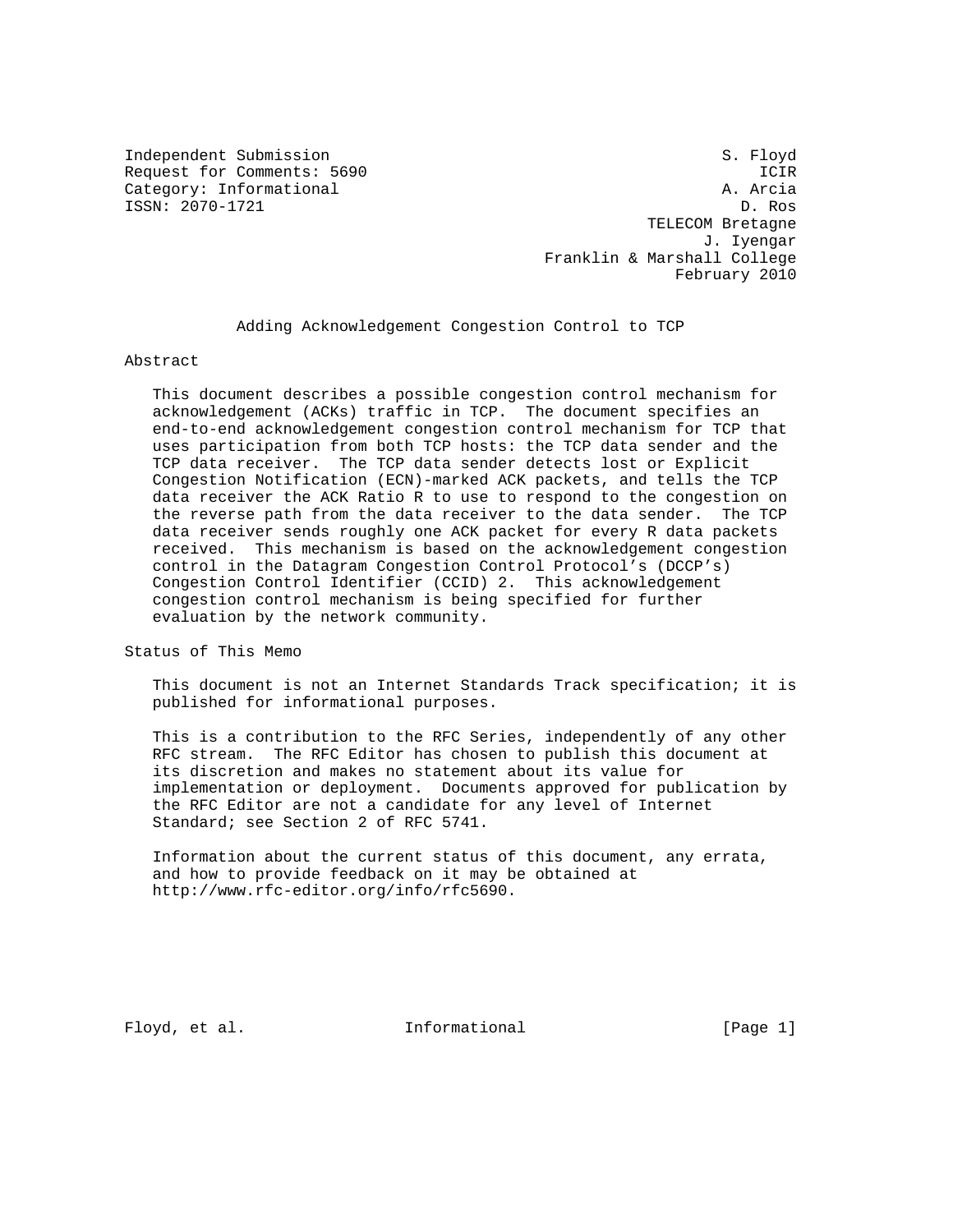Independent Submission                                          S. Floyd
Request for Comments: 5690                                          ICIR
Category: Informational                                         A. Arcia
ISSN: 2070-1721                                                   D. Ros
                                                        TELECOM Bretagne
                                                              J. Iyengar
                                             Franklin & Marshall College
                                                           February 2010

# Adding Acknowledgement Congestion Control to TCP

## Abstract

This document describes a possible congestion control mechanism for acknowledgement (ACKs) traffic in TCP. The document specifies an end-to-end acknowledgement congestion control mechanism for TCP that uses participation from both TCP hosts: the TCP data sender and the TCP data receiver. The TCP data sender detects lost or Explicit Congestion Notification (ECN)-marked ACK packets, and tells the TCP data receiver the ACK Ratio R to use to respond to the congestion on the reverse path from the data receiver to the data sender. The TCP data receiver sends roughly one ACK packet for every R data packets received. This mechanism is based on the acknowledgement congestion control in the Datagram Congestion Control Protocol's (DCCP's) Congestion Control Identifier (CCID) 2. This acknowledgement congestion control mechanism is being specified for further evaluation by the network community.

## Status of This Memo

This document is not an Internet Standards Track specification; it is published for informational purposes.

This is a contribution to the RFC Series, independently of any other RFC stream. The RFC Editor has chosen to publish this document at its discretion and makes no statement about its value for implementation or deployment. Documents approved for publication by the RFC Editor are not a candidate for any level of Internet Standard; see Section 2 of RFC 5741.

Information about the current status of this document, any errata, and how to provide feedback on it may be obtained at http://www.rfc-editor.org/info/rfc5690.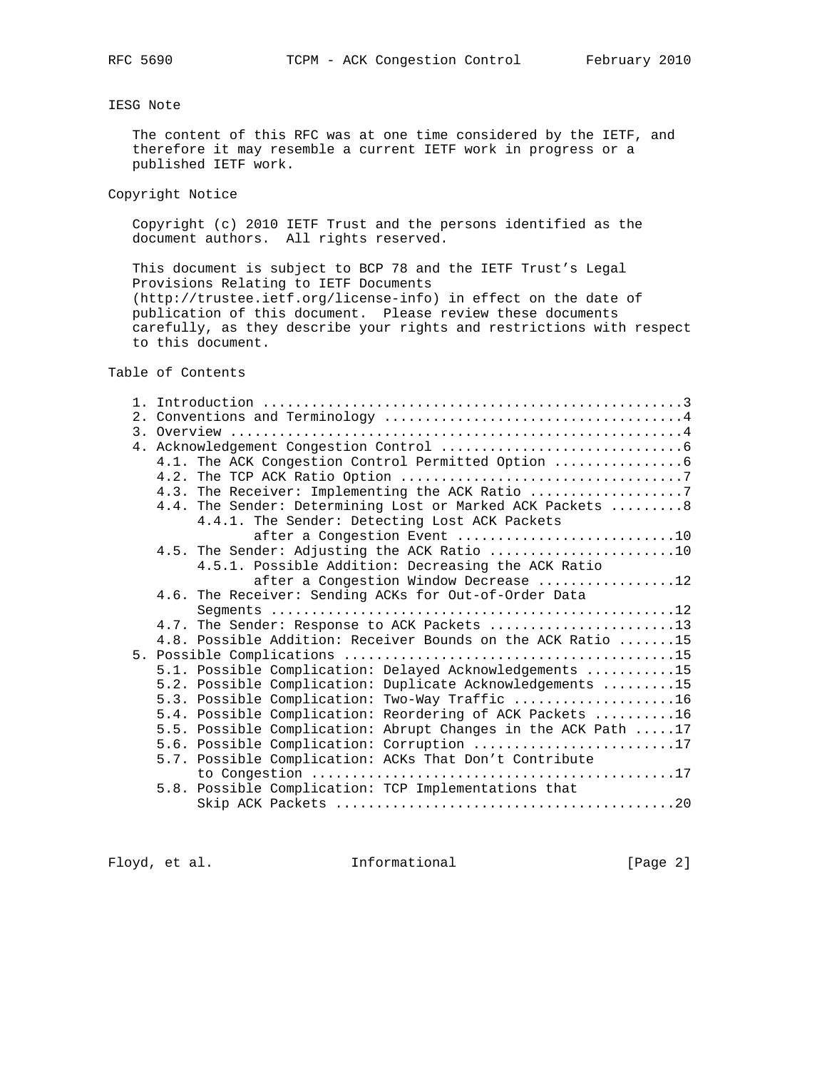## IESG Note

The content of this RFC was at one time considered by the IETF, and therefore it may resemble a current IETF work in progress or a published IETF work.

## Copyright Notice

Copyright (c) 2010 IETF Trust and the persons identified as the document authors. All rights reserved.

This document is subject to BCP 78 and the IETF Trust's Legal Provisions Relating to IETF Documents (http://trustee.ietf.org/license-info) in effect on the date of publication of this document. Please review these documents carefully, as they describe your rights and restrictions with respect to this document.

## Table of Contents

```
   1. Introduction ....................................................3
   2. Conventions and Terminology .....................................4
   3. Overview ........................................................4
   4. Acknowledgement Congestion Control ..............................6
      4.1. The ACK Congestion Control Permitted Option ................6
      4.2. The TCP ACK Ratio Option ...................................7
      4.3. The Receiver: Implementing the ACK Ratio ...................7
      4.4. The Sender: Determining Lost or Marked ACK Packets .........8
           4.4.1. The Sender: Detecting Lost ACK Packets
                  after a Congestion Event ...........................10
      4.5. The Sender: Adjusting the ACK Ratio .......................10
           4.5.1. Possible Addition: Decreasing the ACK Ratio
                  after a Congestion Window Decrease .................12
      4.6. The Receiver: Sending ACKs for Out-of-Order Data
           Segments ..................................................12
      4.7. The Sender: Response to ACK Packets .......................13
      4.8. Possible Addition: Receiver Bounds on the ACK Ratio .......15
   5. Possible Complications .........................................15
      5.1. Possible Complication: Delayed Acknowledgements ...........15
      5.2. Possible Complication: Duplicate Acknowledgements .........15
      5.3. Possible Complication: Two-Way Traffic ....................16
      5.4. Possible Complication: Reordering of ACK Packets ..........16
      5.5. Possible Complication: Abrupt Changes in the ACK Path .....17
      5.6. Possible Complication: Corruption .........................17
      5.7. Possible Complication: ACKs That Don't Contribute
           to Congestion .............................................17
      5.8. Possible Complication: TCP Implementations that
           Skip ACK Packets ..........................................20
```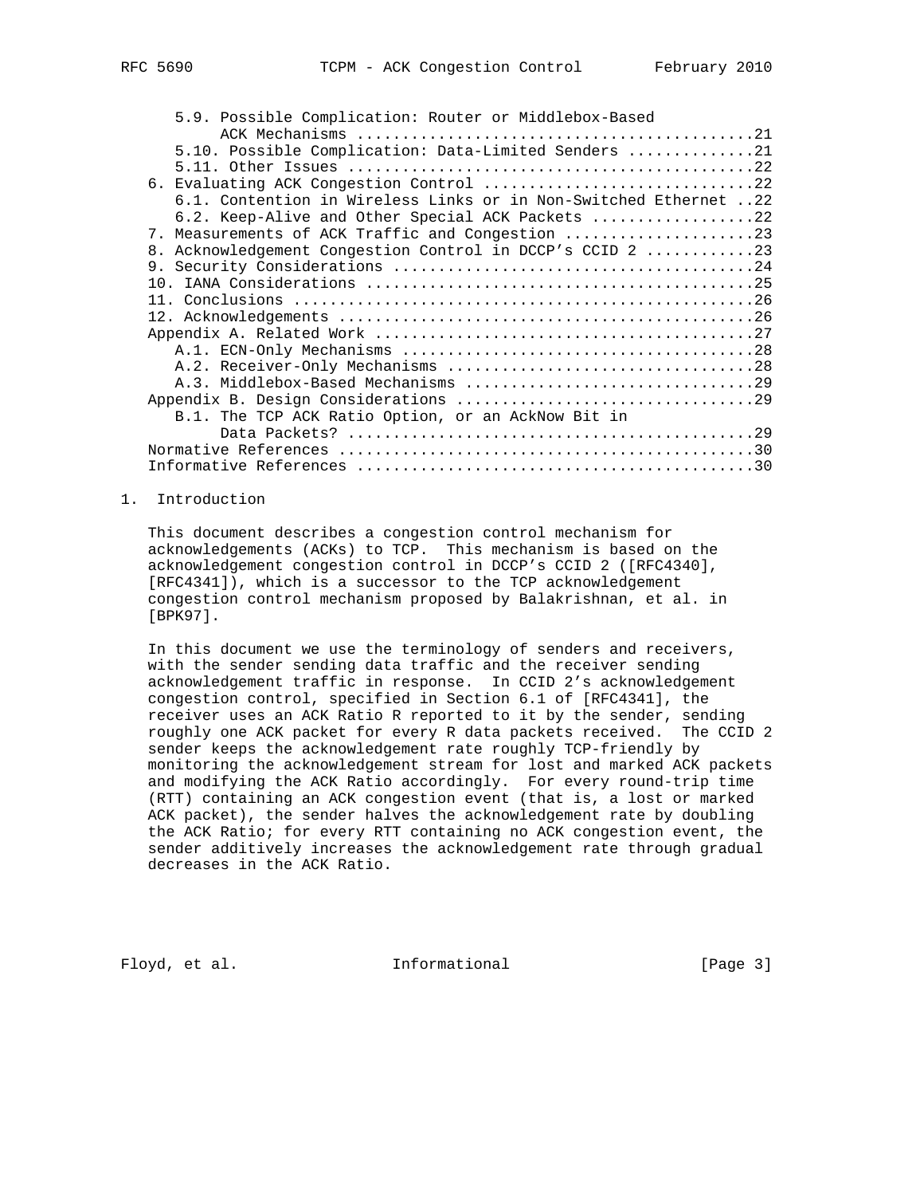5.9. Possible Complication: Router or Middlebox-Based ACK Mechanisms ...........................................21
5.10. Possible Complication: Data-Limited Senders .............21
5.11. Other Issues ............................................22
6. Evaluating ACK Congestion Control .............................22
6.1. Contention in Wireless Links or in Non-Switched Ethernet ..22
6.2. Keep-Alive and Other Special ACK Packets ..................22
7. Measurements of ACK Traffic and Congestion .....................23
8. Acknowledgement Congestion Control in DCCP's CCID 2 ...........23
9. Security Considerations .......................................24
10. IANA Considerations ..........................................25
11. Conclusions ..................................................26
12. Acknowledgements .............................................26
Appendix A. Related Work .........................................27
A.1. ECN-Only Mechanisms ......................................28
A.2. Receiver-Only Mechanisms .................................28
A.3. Middlebox-Based Mechanisms ...............................29
Appendix B. Design Considerations ................................29
B.1. The TCP ACK Ratio Option, or an AckNow Bit in Data Packets? ............................................29
Normative References .............................................30
Informative References ...........................................30

# 1. Introduction

This document describes a congestion control mechanism for acknowledgements (ACKs) to TCP. This mechanism is based on the acknowledgement congestion control in DCCP's CCID 2 ([RFC4340], [RFC4341]), which is a successor to the TCP acknowledgement congestion control mechanism proposed by Balakrishnan, et al. in [BPK97].

In this document we use the terminology of senders and receivers, with the sender sending data traffic and the receiver sending acknowledgement traffic in response. In CCID 2's acknowledgement congestion control, specified in Section 6.1 of [RFC4341], the receiver uses an ACK Ratio R reported to it by the sender, sending roughly one ACK packet for every R data packets received. The CCID 2 sender keeps the acknowledgement rate roughly TCP-friendly by monitoring the acknowledgement stream for lost and marked ACK packets and modifying the ACK Ratio accordingly. For every round-trip time (RTT) containing an ACK congestion event (that is, a lost or marked ACK packet), the sender halves the acknowledgement rate by doubling the ACK Ratio; for every RTT containing no ACK congestion event, the sender additively increases the acknowledgement rate through gradual decreases in the ACK Ratio.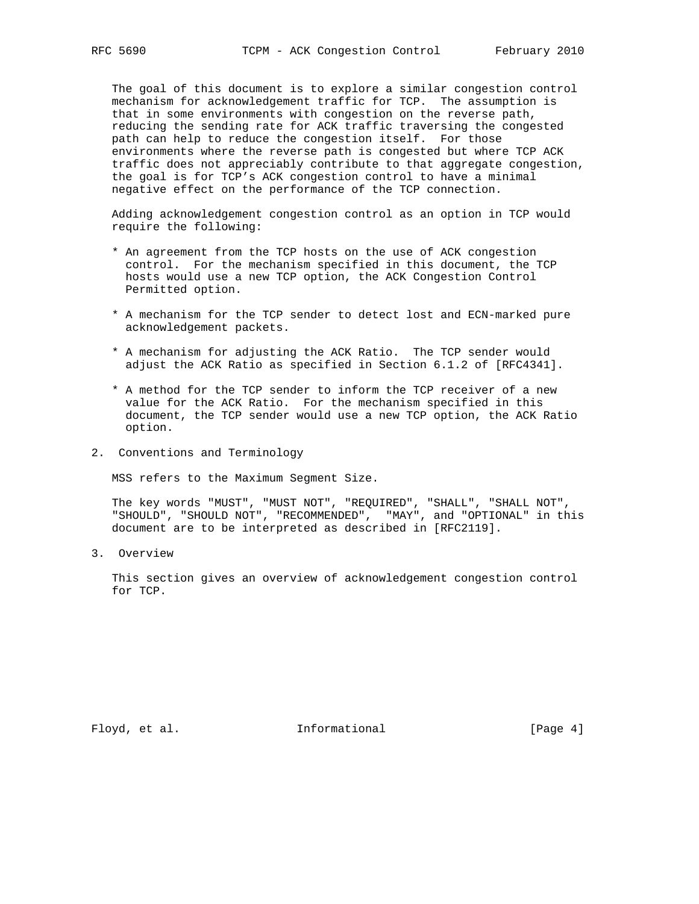The goal of this document is to explore a similar congestion control mechanism for acknowledgement traffic for TCP. The assumption is that in some environments with congestion on the reverse path, reducing the sending rate for ACK traffic traversing the congested path can help to reduce the congestion itself. For those environments where the reverse path is congested but where TCP ACK traffic does not appreciably contribute to that aggregate congestion, the goal is for TCP's ACK congestion control to have a minimal negative effect on the performance of the TCP connection.

Adding acknowledgement congestion control as an option in TCP would require the following:

* An agreement from the TCP hosts on the use of ACK congestion control. For the mechanism specified in this document, the TCP hosts would use a new TCP option, the ACK Congestion Control Permitted option.

* A mechanism for the TCP sender to detect lost and ECN-marked pure acknowledgement packets.

* A mechanism for adjusting the ACK Ratio. The TCP sender would adjust the ACK Ratio as specified in Section 6.1.2 of [RFC4341].

* A method for the TCP sender to inform the TCP receiver of a new value for the ACK Ratio. For the mechanism specified in this document, the TCP sender would use a new TCP option, the ACK Ratio option.

## 2. Conventions and Terminology

MSS refers to the Maximum Segment Size.

The key words "MUST", "MUST NOT", "REQUIRED", "SHALL", "SHALL NOT", "SHOULD", "SHOULD NOT", "RECOMMENDED", "MAY", and "OPTIONAL" in this document are to be interpreted as described in [RFC2119].

## 3. Overview

This section gives an overview of acknowledgement congestion control for TCP.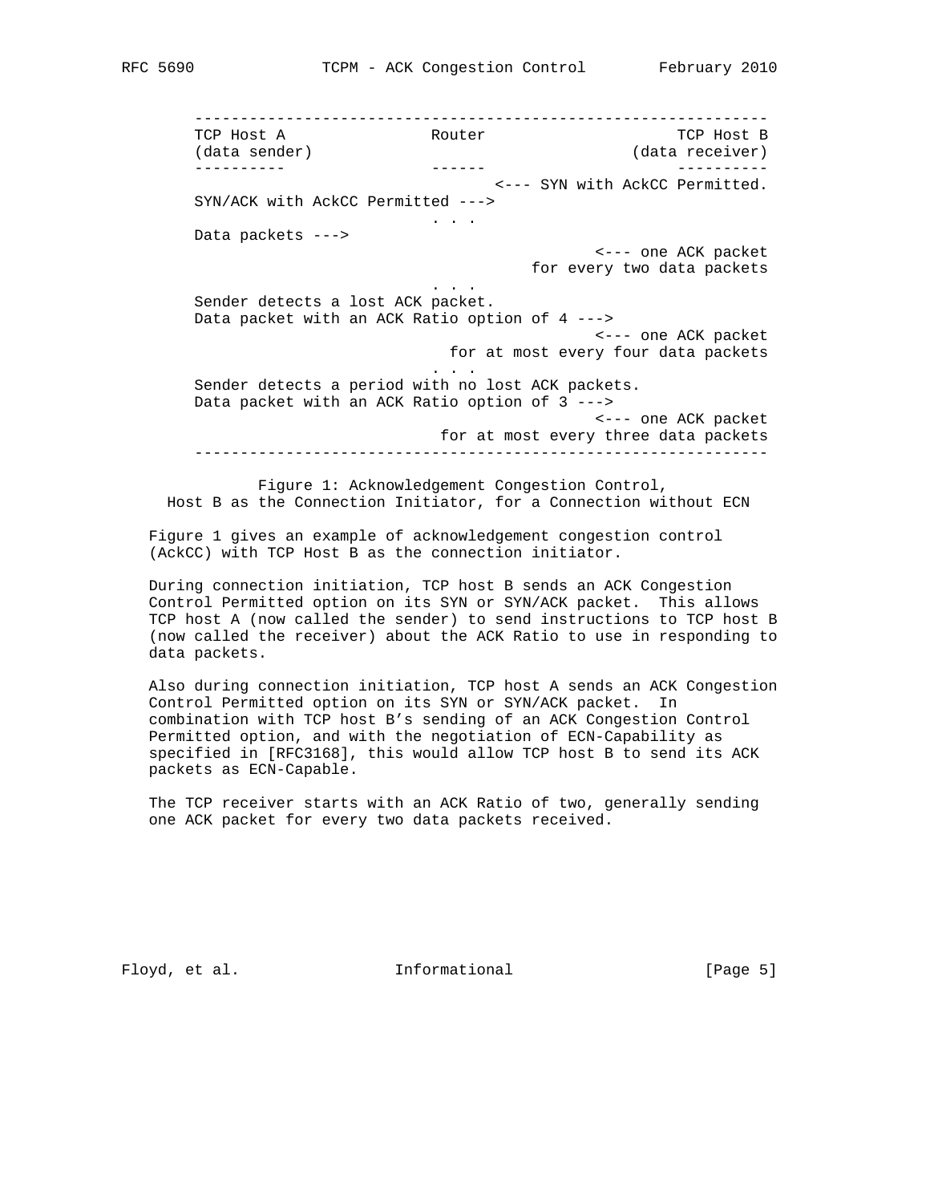```
   ---------------------------------------------------------------
   TCP Host A                Router                      TCP Host B
   (data sender)                                    (data receiver)
   ----------                ------                      ----------
                                   <--- SYN with AckCC Permitted.
   SYN/ACK with AckCC Permitted --->
                              . . .
   Data packets --->
                                                  <--- one ACK packet
                                            for every two data packets
                              . . .
   Sender detects a lost ACK packet.
   Data packet with an ACK Ratio option of 4 --->
                                                  <--- one ACK packet
                                   for at most every four data packets
                              . . .
   Sender detects a period with no lost ACK packets.
   Data packet with an ACK Ratio option of 3 --->
                                                  <--- one ACK packet
                                  for at most every three data packets
   ---------------------------------------------------------------
```

Figure 1: Acknowledgement Congestion Control,
Host B as the Connection Initiator, for a Connection without ECN

Figure 1 gives an example of acknowledgement congestion control (AckCC) with TCP Host B as the connection initiator.

During connection initiation, TCP host B sends an ACK Congestion Control Permitted option on its SYN or SYN/ACK packet. This allows TCP host A (now called the sender) to send instructions to TCP host B (now called the receiver) about the ACK Ratio to use in responding to data packets.

Also during connection initiation, TCP host A sends an ACK Congestion Control Permitted option on its SYN or SYN/ACK packet. In combination with TCP host B's sending of an ACK Congestion Control Permitted option, and with the negotiation of ECN-Capability as specified in [RFC3168], this would allow TCP host B to send its ACK packets as ECN-Capable.

The TCP receiver starts with an ACK Ratio of two, generally sending one ACK packet for every two data packets received.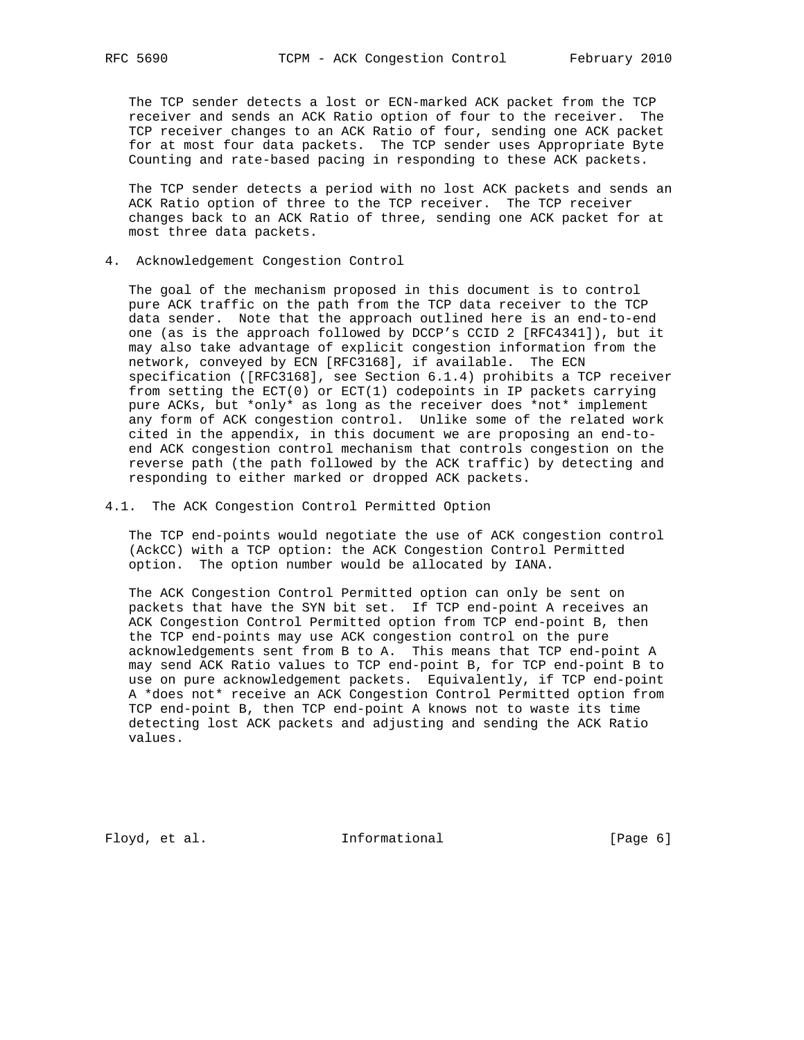The TCP sender detects a lost or ECN-marked ACK packet from the TCP receiver and sends an ACK Ratio option of four to the receiver. The TCP receiver changes to an ACK Ratio of four, sending one ACK packet for at most four data packets. The TCP sender uses Appropriate Byte Counting and rate-based pacing in responding to these ACK packets.

The TCP sender detects a period with no lost ACK packets and sends an ACK Ratio option of three to the TCP receiver. The TCP receiver changes back to an ACK Ratio of three, sending one ACK packet for at most three data packets.

## 4. Acknowledgement Congestion Control

The goal of the mechanism proposed in this document is to control pure ACK traffic on the path from the TCP data receiver to the TCP data sender. Note that the approach outlined here is an end-to-end one (as is the approach followed by DCCP's CCID 2 [RFC4341]), but it may also take advantage of explicit congestion information from the network, conveyed by ECN [RFC3168], if available. The ECN specification ([RFC3168], see Section 6.1.4) prohibits a TCP receiver from setting the ECT(0) or ECT(1) codepoints in IP packets carrying pure ACKs, but *only* as long as the receiver does *not* implement any form of ACK congestion control. Unlike some of the related work cited in the appendix, in this document we are proposing an end-to-end ACK congestion control mechanism that controls congestion on the reverse path (the path followed by the ACK traffic) by detecting and responding to either marked or dropped ACK packets.

### 4.1. The ACK Congestion Control Permitted Option

The TCP end-points would negotiate the use of ACK congestion control (AckCC) with a TCP option: the ACK Congestion Control Permitted option. The option number would be allocated by IANA.

The ACK Congestion Control Permitted option can only be sent on packets that have the SYN bit set. If TCP end-point A receives an ACK Congestion Control Permitted option from TCP end-point B, then the TCP end-points may use ACK congestion control on the pure acknowledgements sent from B to A. This means that TCP end-point A may send ACK Ratio values to TCP end-point B, for TCP end-point B to use on pure acknowledgement packets. Equivalently, if TCP end-point A *does not* receive an ACK Congestion Control Permitted option from TCP end-point B, then TCP end-point A knows not to waste its time detecting lost ACK packets and adjusting and sending the ACK Ratio values.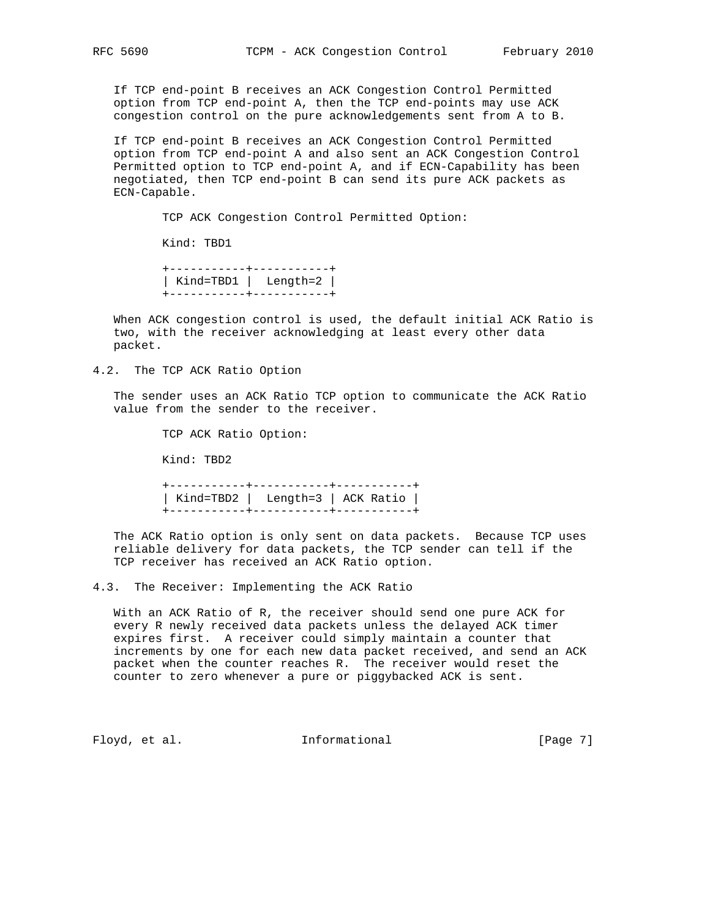If TCP end-point B receives an ACK Congestion Control Permitted option from TCP end-point A, then the TCP end-points may use ACK congestion control on the pure acknowledgements sent from A to B.

If TCP end-point B receives an ACK Congestion Control Permitted option from TCP end-point A and also sent an ACK Congestion Control Permitted option to TCP end-point A, and if ECN-Capability has been negotiated, then TCP end-point B can send its pure ACK packets as ECN-Capable.

```
        TCP ACK Congestion Control Permitted Option:

        Kind: TBD1

        +-----------+-----------+
        | Kind=TBD1 |  Length=2 |
        +-----------+-----------+
```

When ACK congestion control is used, the default initial ACK Ratio is two, with the receiver acknowledging at least every other data packet.

## 4.2. The TCP ACK Ratio Option

The sender uses an ACK Ratio TCP option to communicate the ACK Ratio value from the sender to the receiver.

```
        TCP ACK Ratio Option:

        Kind: TBD2

        +-----------+-----------+-----------+
        | Kind=TBD2 |  Length=3 | ACK Ratio |
        +-----------+-----------+-----------+
```

The ACK Ratio option is only sent on data packets. Because TCP uses reliable delivery for data packets, the TCP sender can tell if the TCP receiver has received an ACK Ratio option.

## 4.3. The Receiver: Implementing the ACK Ratio

With an ACK Ratio of R, the receiver should send one pure ACK for every R newly received data packets unless the delayed ACK timer expires first. A receiver could simply maintain a counter that increments by one for each new data packet received, and send an ACK packet when the counter reaches R. The receiver would reset the counter to zero whenever a pure or piggybacked ACK is sent.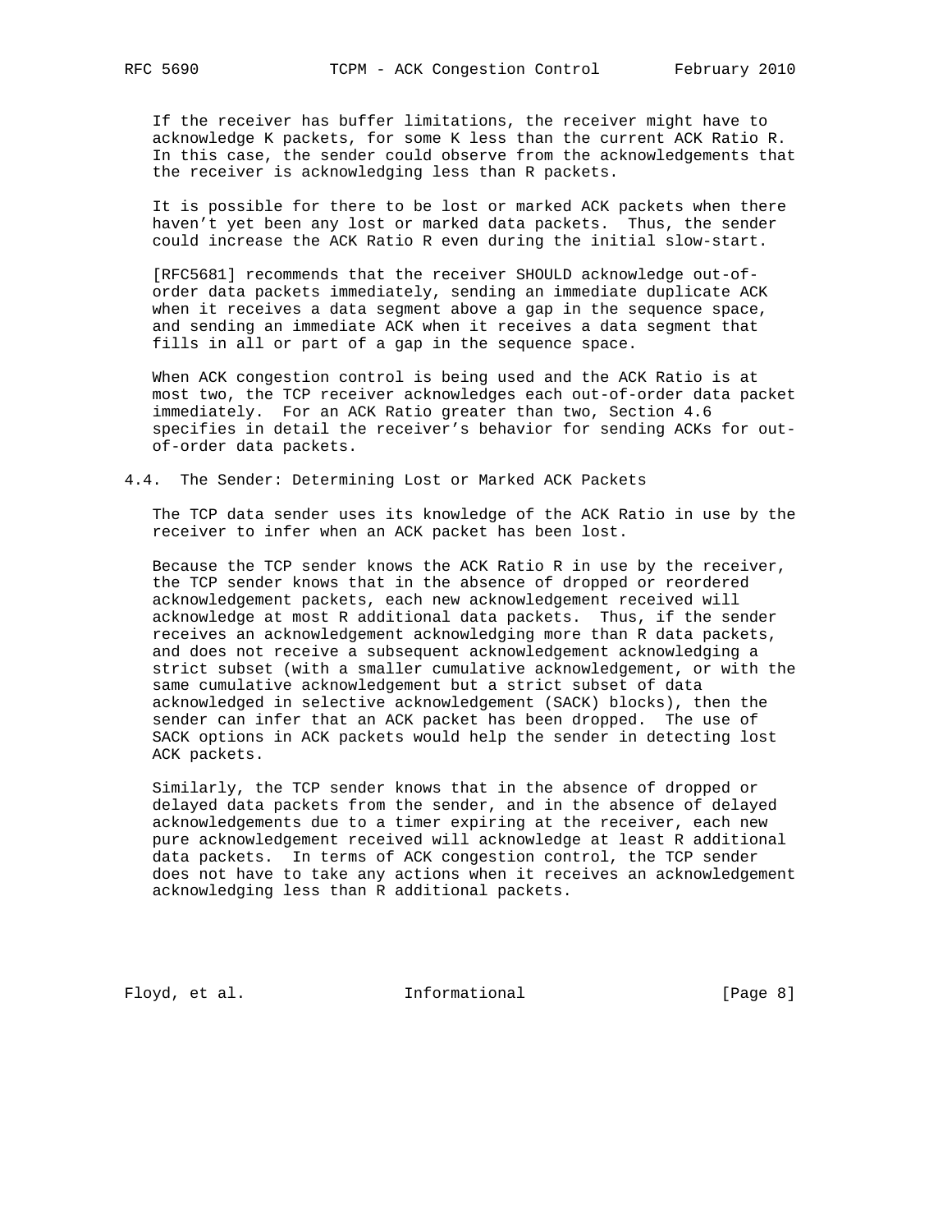If the receiver has buffer limitations, the receiver might have to acknowledge K packets, for some K less than the current ACK Ratio R. In this case, the sender could observe from the acknowledgements that the receiver is acknowledging less than R packets.

It is possible for there to be lost or marked ACK packets when there haven't yet been any lost or marked data packets. Thus, the sender could increase the ACK Ratio R even during the initial slow-start.

[RFC5681] recommends that the receiver SHOULD acknowledge out-of-order data packets immediately, sending an immediate duplicate ACK when it receives a data segment above a gap in the sequence space, and sending an immediate ACK when it receives a data segment that fills in all or part of a gap in the sequence space.

When ACK congestion control is being used and the ACK Ratio is at most two, the TCP receiver acknowledges each out-of-order data packet immediately. For an ACK Ratio greater than two, Section 4.6 specifies in detail the receiver's behavior for sending ACKs for out-of-order data packets.

## 4.4. The Sender: Determining Lost or Marked ACK Packets

The TCP data sender uses its knowledge of the ACK Ratio in use by the receiver to infer when an ACK packet has been lost.

Because the TCP sender knows the ACK Ratio R in use by the receiver, the TCP sender knows that in the absence of dropped or reordered acknowledgement packets, each new acknowledgement received will acknowledge at most R additional data packets. Thus, if the sender receives an acknowledgement acknowledging more than R data packets, and does not receive a subsequent acknowledgement acknowledging a strict subset (with a smaller cumulative acknowledgement, or with the same cumulative acknowledgement but a strict subset of data acknowledged in selective acknowledgement (SACK) blocks), then the sender can infer that an ACK packet has been dropped. The use of SACK options in ACK packets would help the sender in detecting lost ACK packets.

Similarly, the TCP sender knows that in the absence of dropped or delayed data packets from the sender, and in the absence of delayed acknowledgements due to a timer expiring at the receiver, each new pure acknowledgement received will acknowledge at least R additional data packets. In terms of ACK congestion control, the TCP sender does not have to take any actions when it receives an acknowledgement acknowledging less than R additional packets.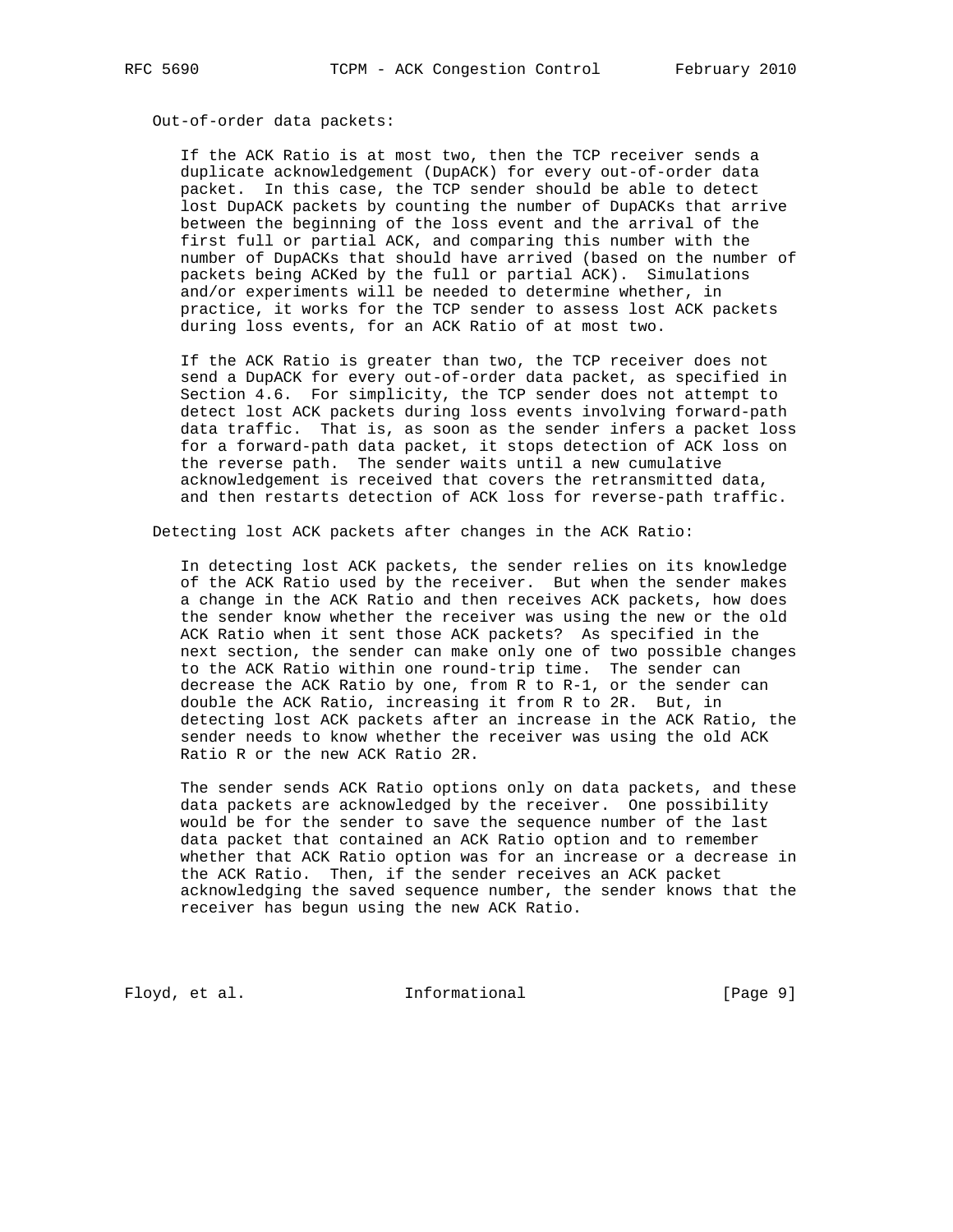Out-of-order data packets:

If the ACK Ratio is at most two, then the TCP receiver sends a duplicate acknowledgement (DupACK) for every out-of-order data packet. In this case, the TCP sender should be able to detect lost DupACK packets by counting the number of DupACKs that arrive between the beginning of the loss event and the arrival of the first full or partial ACK, and comparing this number with the number of DupACKs that should have arrived (based on the number of packets being ACKed by the full or partial ACK). Simulations and/or experiments will be needed to determine whether, in practice, it works for the TCP sender to assess lost ACK packets during loss events, for an ACK Ratio of at most two.

If the ACK Ratio is greater than two, the TCP receiver does not send a DupACK for every out-of-order data packet, as specified in Section 4.6. For simplicity, the TCP sender does not attempt to detect lost ACK packets during loss events involving forward-path data traffic. That is, as soon as the sender infers a packet loss for a forward-path data packet, it stops detection of ACK loss on the reverse path. The sender waits until a new cumulative acknowledgement is received that covers the retransmitted data, and then restarts detection of ACK loss for reverse-path traffic.

Detecting lost ACK packets after changes in the ACK Ratio:

In detecting lost ACK packets, the sender relies on its knowledge of the ACK Ratio used by the receiver. But when the sender makes a change in the ACK Ratio and then receives ACK packets, how does the sender know whether the receiver was using the new or the old ACK Ratio when it sent those ACK packets? As specified in the next section, the sender can make only one of two possible changes to the ACK Ratio within one round-trip time. The sender can decrease the ACK Ratio by one, from R to R-1, or the sender can double the ACK Ratio, increasing it from R to 2R. But, in detecting lost ACK packets after an increase in the ACK Ratio, the sender needs to know whether the receiver was using the old ACK Ratio R or the new ACK Ratio 2R.

The sender sends ACK Ratio options only on data packets, and these data packets are acknowledged by the receiver. One possibility would be for the sender to save the sequence number of the last data packet that contained an ACK Ratio option and to remember whether that ACK Ratio option was for an increase or a decrease in the ACK Ratio. Then, if the sender receives an ACK packet acknowledging the saved sequence number, the sender knows that the receiver has begun using the new ACK Ratio.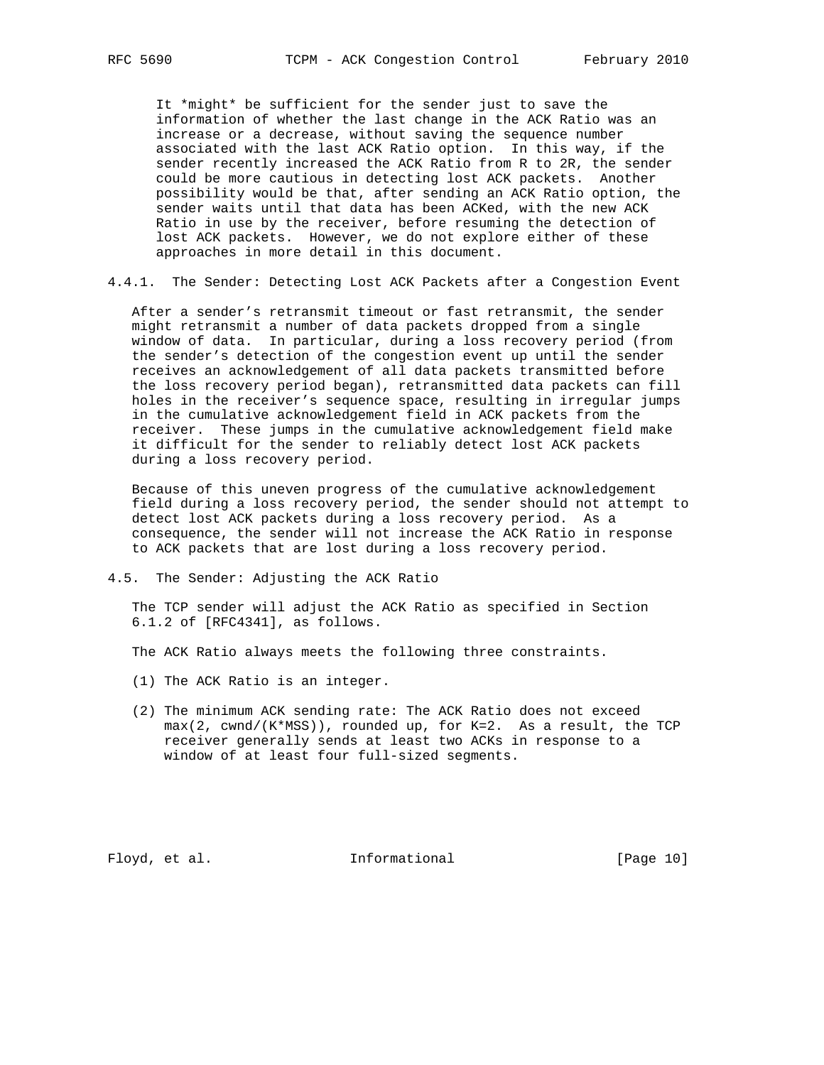It *might* be sufficient for the sender just to save the information of whether the last change in the ACK Ratio was an increase or a decrease, without saving the sequence number associated with the last ACK Ratio option. In this way, if the sender recently increased the ACK Ratio from R to 2R, the sender could be more cautious in detecting lost ACK packets. Another possibility would be that, after sending an ACK Ratio option, the sender waits until that data has been ACKed, with the new ACK Ratio in use by the receiver, before resuming the detection of lost ACK packets. However, we do not explore either of these approaches in more detail in this document.

#### 4.4.1. The Sender: Detecting Lost ACK Packets after a Congestion Event

After a sender's retransmit timeout or fast retransmit, the sender might retransmit a number of data packets dropped from a single window of data. In particular, during a loss recovery period (from the sender's detection of the congestion event up until the sender receives an acknowledgement of all data packets transmitted before the loss recovery period began), retransmitted data packets can fill holes in the receiver's sequence space, resulting in irregular jumps in the cumulative acknowledgement field in ACK packets from the receiver. These jumps in the cumulative acknowledgement field make it difficult for the sender to reliably detect lost ACK packets during a loss recovery period.

Because of this uneven progress of the cumulative acknowledgement field during a loss recovery period, the sender should not attempt to detect lost ACK packets during a loss recovery period. As a consequence, the sender will not increase the ACK Ratio in response to ACK packets that are lost during a loss recovery period.

### 4.5. The Sender: Adjusting the ACK Ratio

The TCP sender will adjust the ACK Ratio as specified in Section 6.1.2 of [RFC4341], as follows.

The ACK Ratio always meets the following three constraints.

(1) The ACK Ratio is an integer.

(2) The minimum ACK sending rate: The ACK Ratio does not exceed max(2, cwnd/(K*MSS)), rounded up, for K=2. As a result, the TCP receiver generally sends at least two ACKs in response to a window of at least four full-sized segments.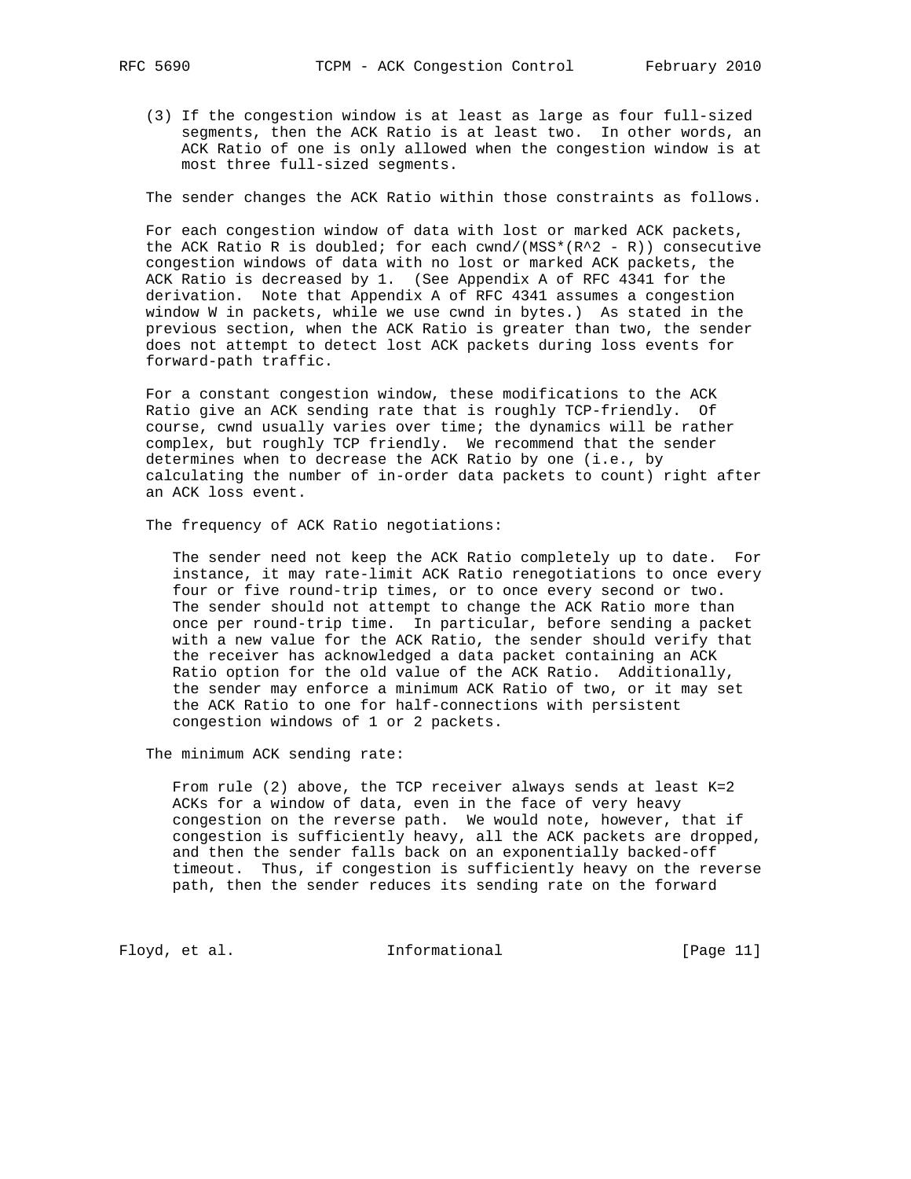(3) If the congestion window is at least as large as four full-sized segments, then the ACK Ratio is at least two. In other words, an ACK Ratio of one is only allowed when the congestion window is at most three full-sized segments.

The sender changes the ACK Ratio within those constraints as follows.

For each congestion window of data with lost or marked ACK packets, the ACK Ratio R is doubled; for each $cwnd/(MSS*(R^2 - R))$ consecutive congestion windows of data with no lost or marked ACK packets, the ACK Ratio is decreased by 1. (See Appendix A of RFC 4341 for the derivation. Note that Appendix A of RFC 4341 assumes a congestion window W in packets, while we use cwnd in bytes.) As stated in the previous section, when the ACK Ratio is greater than two, the sender does not attempt to detect lost ACK packets during loss events for forward-path traffic.

For a constant congestion window, these modifications to the ACK Ratio give an ACK sending rate that is roughly TCP-friendly. Of course, cwnd usually varies over time; the dynamics will be rather complex, but roughly TCP friendly. We recommend that the sender determines when to decrease the ACK Ratio by one (i.e., by calculating the number of in-order data packets to count) right after an ACK loss event.

The frequency of ACK Ratio negotiations:

The sender need not keep the ACK Ratio completely up to date. For instance, it may rate-limit ACK Ratio renegotiations to once every four or five round-trip times, or to once every second or two. The sender should not attempt to change the ACK Ratio more than once per round-trip time. In particular, before sending a packet with a new value for the ACK Ratio, the sender should verify that the receiver has acknowledged a data packet containing an ACK Ratio option for the old value of the ACK Ratio. Additionally, the sender may enforce a minimum ACK Ratio of two, or it may set the ACK Ratio to one for half-connections with persistent congestion windows of 1 or 2 packets.

The minimum ACK sending rate:

From rule (2) above, the TCP receiver always sends at least K=2 ACKs for a window of data, even in the face of very heavy congestion on the reverse path. We would note, however, that if congestion is sufficiently heavy, all the ACK packets are dropped, and then the sender falls back on an exponentially backed-off timeout. Thus, if congestion is sufficiently heavy on the reverse path, then the sender reduces its sending rate on the forward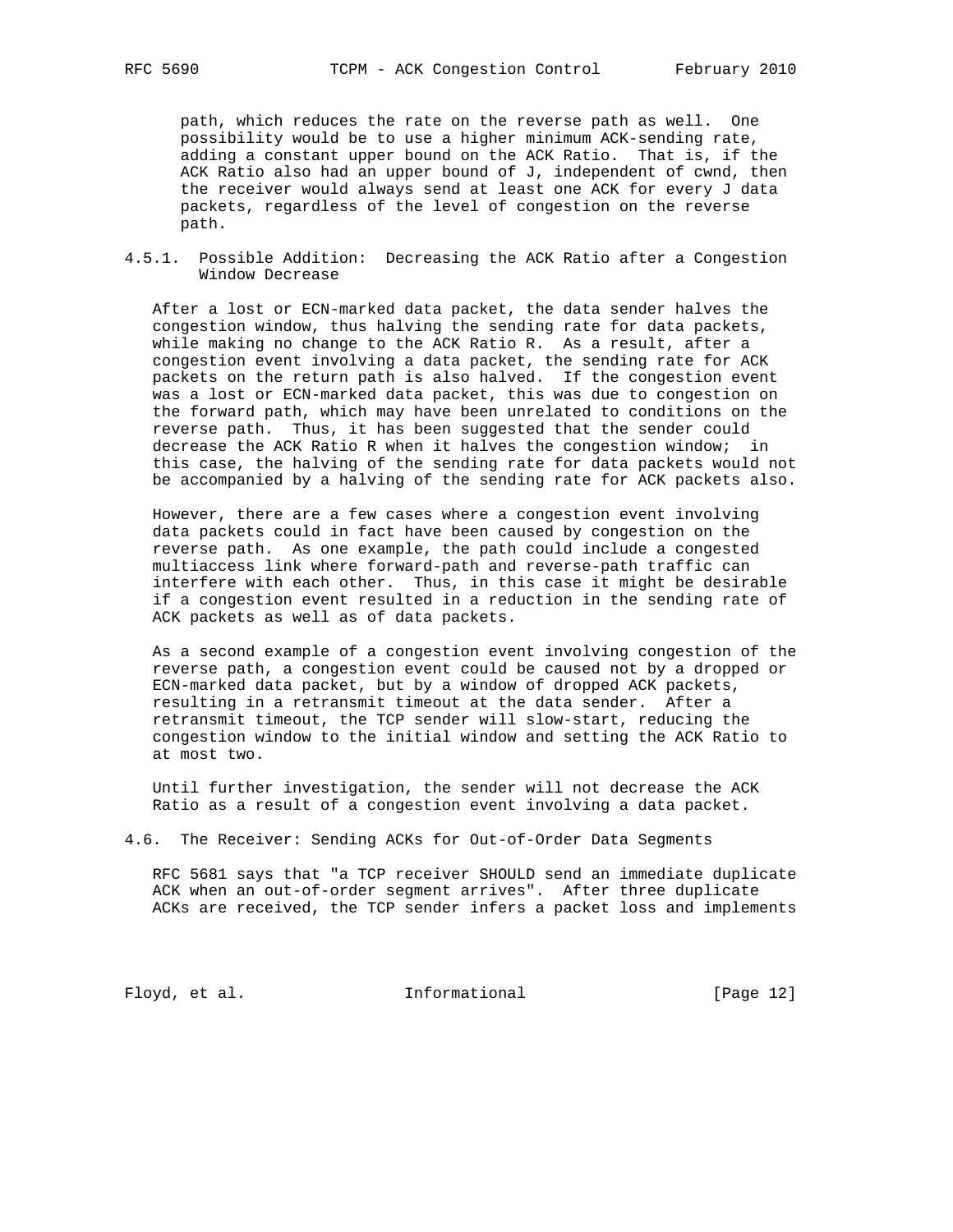path, which reduces the rate on the reverse path as well. One possibility would be to use a higher minimum ACK-sending rate, adding a constant upper bound on the ACK Ratio. That is, if the ACK Ratio also had an upper bound of J, independent of cwnd, then the receiver would always send at least one ACK for every J data packets, regardless of the level of congestion on the reverse path.

#### 4.5.1. Possible Addition: Decreasing the ACK Ratio after a Congestion Window Decrease

After a lost or ECN-marked data packet, the data sender halves the congestion window, thus halving the sending rate for data packets, while making no change to the ACK Ratio R. As a result, after a congestion event involving a data packet, the sending rate for ACK packets on the return path is also halved. If the congestion event was a lost or ECN-marked data packet, this was due to congestion on the forward path, which may have been unrelated to conditions on the reverse path. Thus, it has been suggested that the sender could decrease the ACK Ratio R when it halves the congestion window; in this case, the halving of the sending rate for data packets would not be accompanied by a halving of the sending rate for ACK packets also.

However, there are a few cases where a congestion event involving data packets could in fact have been caused by congestion on the reverse path. As one example, the path could include a congested multiaccess link where forward-path and reverse-path traffic can interfere with each other. Thus, in this case it might be desirable if a congestion event resulted in a reduction in the sending rate of ACK packets as well as of data packets.

As a second example of a congestion event involving congestion of the reverse path, a congestion event could be caused not by a dropped or ECN-marked data packet, but by a window of dropped ACK packets, resulting in a retransmit timeout at the data sender. After a retransmit timeout, the TCP sender will slow-start, reducing the congestion window to the initial window and setting the ACK Ratio to at most two.

Until further investigation, the sender will not decrease the ACK Ratio as a result of a congestion event involving a data packet.

### 4.6. The Receiver: Sending ACKs for Out-of-Order Data Segments

RFC 5681 says that "a TCP receiver SHOULD send an immediate duplicate ACK when an out-of-order segment arrives". After three duplicate ACKs are received, the TCP sender infers a packet loss and implements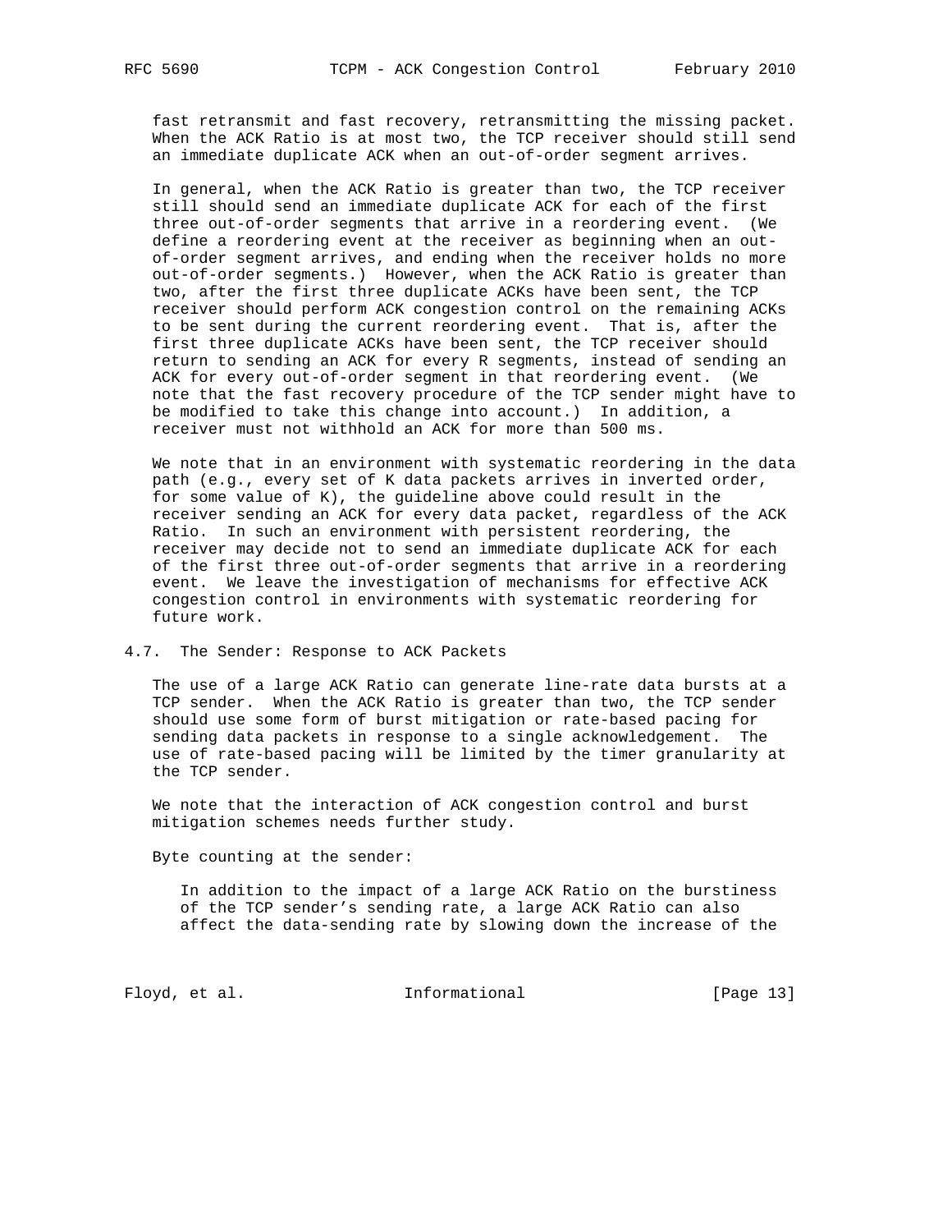fast retransmit and fast recovery, retransmitting the missing packet. When the ACK Ratio is at most two, the TCP receiver should still send an immediate duplicate ACK when an out-of-order segment arrives.

In general, when the ACK Ratio is greater than two, the TCP receiver still should send an immediate duplicate ACK for each of the first three out-of-order segments that arrive in a reordering event. (We define a reordering event at the receiver as beginning when an out-of-order segment arrives, and ending when the receiver holds no more out-of-order segments.) However, when the ACK Ratio is greater than two, after the first three duplicate ACKs have been sent, the TCP receiver should perform ACK congestion control on the remaining ACKs to be sent during the current reordering event. That is, after the first three duplicate ACKs have been sent, the TCP receiver should return to sending an ACK for every R segments, instead of sending an ACK for every out-of-order segment in that reordering event. (We note that the fast recovery procedure of the TCP sender might have to be modified to take this change into account.) In addition, a receiver must not withhold an ACK for more than 500 ms.

We note that in an environment with systematic reordering in the data path (e.g., every set of K data packets arrives in inverted order, for some value of K), the guideline above could result in the receiver sending an ACK for every data packet, regardless of the ACK Ratio. In such an environment with persistent reordering, the receiver may decide not to send an immediate duplicate ACK for each of the first three out-of-order segments that arrive in a reordering event. We leave the investigation of mechanisms for effective ACK congestion control in environments with systematic reordering for future work.

### 4.7. The Sender: Response to ACK Packets

The use of a large ACK Ratio can generate line-rate data bursts at a TCP sender. When the ACK Ratio is greater than two, the TCP sender should use some form of burst mitigation or rate-based pacing for sending data packets in response to a single acknowledgement. The use of rate-based pacing will be limited by the timer granularity at the TCP sender.

We note that the interaction of ACK congestion control and burst mitigation schemes needs further study.

Byte counting at the sender:

In addition to the impact of a large ACK Ratio on the burstiness of the TCP sender's sending rate, a large ACK Ratio can also affect the data-sending rate by slowing down the increase of the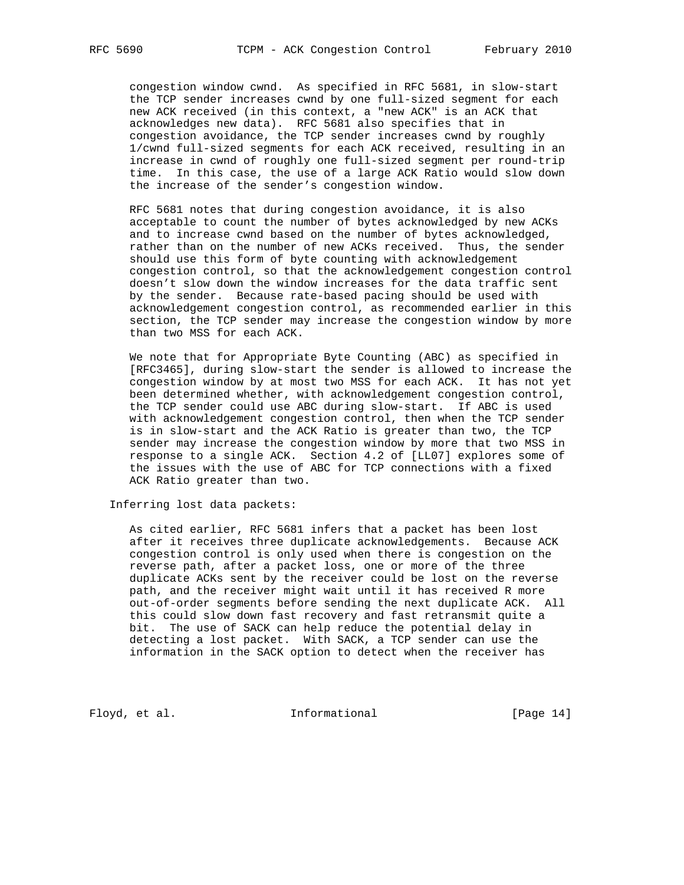congestion window cwnd. As specified in RFC 5681, in slow-start the TCP sender increases cwnd by one full-sized segment for each new ACK received (in this context, a "new ACK" is an ACK that acknowledges new data). RFC 5681 also specifies that in congestion avoidance, the TCP sender increases cwnd by roughly 1/cwnd full-sized segments for each ACK received, resulting in an increase in cwnd of roughly one full-sized segment per round-trip time. In this case, the use of a large ACK Ratio would slow down the increase of the sender's congestion window.

RFC 5681 notes that during congestion avoidance, it is also acceptable to count the number of bytes acknowledged by new ACKs and to increase cwnd based on the number of bytes acknowledged, rather than on the number of new ACKs received. Thus, the sender should use this form of byte counting with acknowledgement congestion control, so that the acknowledgement congestion control doesn't slow down the window increases for the data traffic sent by the sender. Because rate-based pacing should be used with acknowledgement congestion control, as recommended earlier in this section, the TCP sender may increase the congestion window by more than two MSS for each ACK.

We note that for Appropriate Byte Counting (ABC) as specified in [RFC3465], during slow-start the sender is allowed to increase the congestion window by at most two MSS for each ACK. It has not yet been determined whether, with acknowledgement congestion control, the TCP sender could use ABC during slow-start. If ABC is used with acknowledgement congestion control, then when the TCP sender is in slow-start and the ACK Ratio is greater than two, the TCP sender may increase the congestion window by more that two MSS in response to a single ACK. Section 4.2 of [LL07] explores some of the issues with the use of ABC for TCP connections with a fixed ACK Ratio greater than two.

Inferring lost data packets:

As cited earlier, RFC 5681 infers that a packet has been lost after it receives three duplicate acknowledgements. Because ACK congestion control is only used when there is congestion on the reverse path, after a packet loss, one or more of the three duplicate ACKs sent by the receiver could be lost on the reverse path, and the receiver might wait until it has received R more out-of-order segments before sending the next duplicate ACK. All this could slow down fast recovery and fast retransmit quite a bit. The use of SACK can help reduce the potential delay in detecting a lost packet. With SACK, a TCP sender can use the information in the SACK option to detect when the receiver has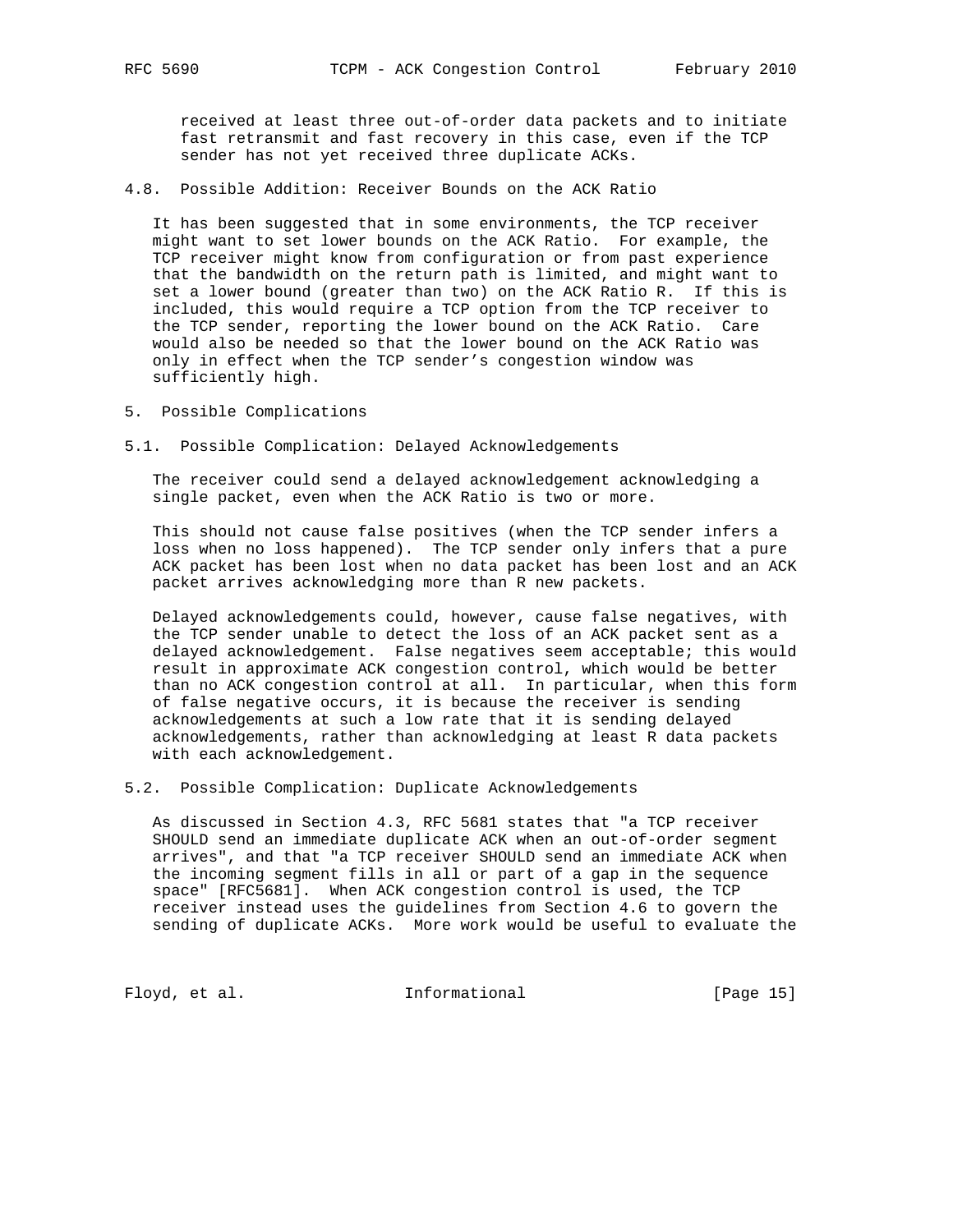received at least three out-of-order data packets and to initiate fast retransmit and fast recovery in this case, even if the TCP sender has not yet received three duplicate ACKs.

### 4.8. Possible Addition: Receiver Bounds on the ACK Ratio

It has been suggested that in some environments, the TCP receiver might want to set lower bounds on the ACK Ratio. For example, the TCP receiver might know from configuration or from past experience that the bandwidth on the return path is limited, and might want to set a lower bound (greater than two) on the ACK Ratio R. If this is included, this would require a TCP option from the TCP receiver to the TCP sender, reporting the lower bound on the ACK Ratio. Care would also be needed so that the lower bound on the ACK Ratio was only in effect when the TCP sender's congestion window was sufficiently high.

## 5. Possible Complications

### 5.1. Possible Complication: Delayed Acknowledgements

The receiver could send a delayed acknowledgement acknowledging a single packet, even when the ACK Ratio is two or more.

This should not cause false positives (when the TCP sender infers a loss when no loss happened). The TCP sender only infers that a pure ACK packet has been lost when no data packet has been lost and an ACK packet arrives acknowledging more than R new packets.

Delayed acknowledgements could, however, cause false negatives, with the TCP sender unable to detect the loss of an ACK packet sent as a delayed acknowledgement. False negatives seem acceptable; this would result in approximate ACK congestion control, which would be better than no ACK congestion control at all. In particular, when this form of false negative occurs, it is because the receiver is sending acknowledgements at such a low rate that it is sending delayed acknowledgements, rather than acknowledging at least R data packets with each acknowledgement.

### 5.2. Possible Complication: Duplicate Acknowledgements

As discussed in Section 4.3, RFC 5681 states that "a TCP receiver SHOULD send an immediate duplicate ACK when an out-of-order segment arrives", and that "a TCP receiver SHOULD send an immediate ACK when the incoming segment fills in all or part of a gap in the sequence space" [RFC5681]. When ACK congestion control is used, the TCP receiver instead uses the guidelines from Section 4.6 to govern the sending of duplicate ACKs. More work would be useful to evaluate the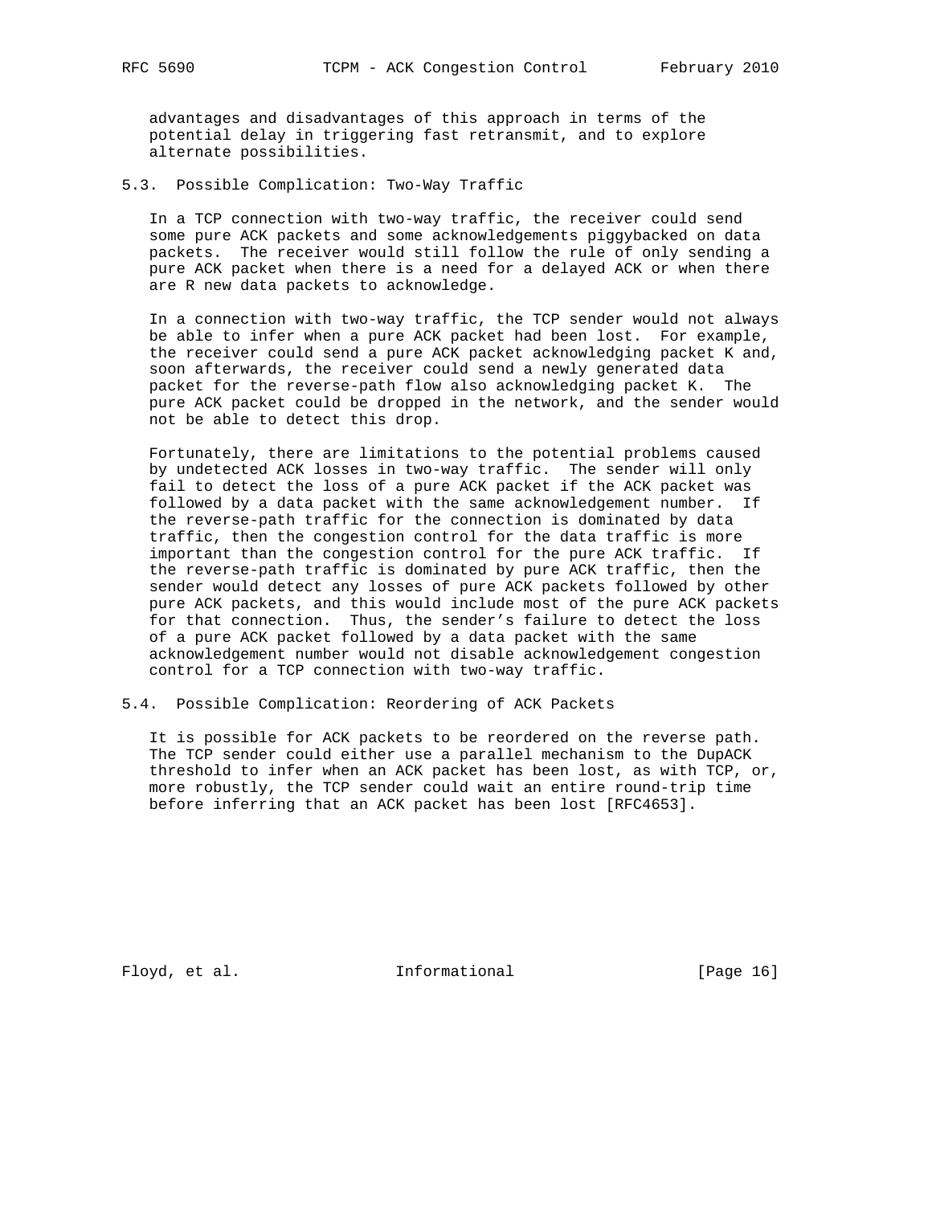advantages and disadvantages of this approach in terms of the potential delay in triggering fast retransmit, and to explore alternate possibilities.

### 5.3. Possible Complication: Two-Way Traffic

In a TCP connection with two-way traffic, the receiver could send some pure ACK packets and some acknowledgements piggybacked on data packets. The receiver would still follow the rule of only sending a pure ACK packet when there is a need for a delayed ACK or when there are R new data packets to acknowledge.

In a connection with two-way traffic, the TCP sender would not always be able to infer when a pure ACK packet had been lost. For example, the receiver could send a pure ACK packet acknowledging packet K and, soon afterwards, the receiver could send a newly generated data packet for the reverse-path flow also acknowledging packet K. The pure ACK packet could be dropped in the network, and the sender would not be able to detect this drop.

Fortunately, there are limitations to the potential problems caused by undetected ACK losses in two-way traffic. The sender will only fail to detect the loss of a pure ACK packet if the ACK packet was followed by a data packet with the same acknowledgement number. If the reverse-path traffic for the connection is dominated by data traffic, then the congestion control for the data traffic is more important than the congestion control for the pure ACK traffic. If the reverse-path traffic is dominated by pure ACK traffic, then the sender would detect any losses of pure ACK packets followed by other pure ACK packets, and this would include most of the pure ACK packets for that connection. Thus, the sender’s failure to detect the loss of a pure ACK packet followed by a data packet with the same acknowledgement number would not disable acknowledgement congestion control for a TCP connection with two-way traffic.

### 5.4. Possible Complication: Reordering of ACK Packets

It is possible for ACK packets to be reordered on the reverse path. The TCP sender could either use a parallel mechanism to the DupACK threshold to infer when an ACK packet has been lost, as with TCP, or, more robustly, the TCP sender could wait an entire round-trip time before inferring that an ACK packet has been lost [RFC4653].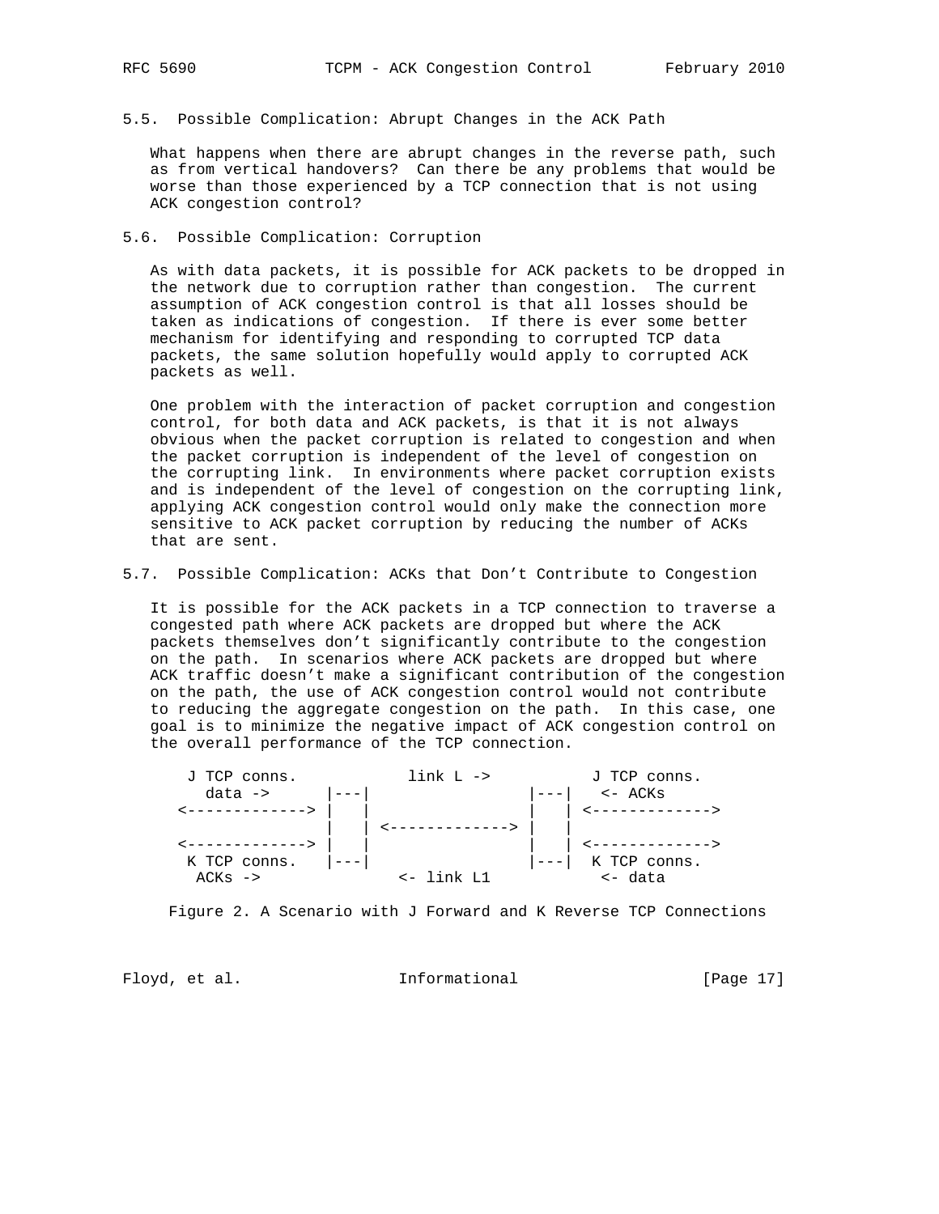### 5.5. Possible Complication: Abrupt Changes in the ACK Path

What happens when there are abrupt changes in the reverse path, such as from vertical handovers? Can there be any problems that would be worse than those experienced by a TCP connection that is not using ACK congestion control?

### 5.6. Possible Complication: Corruption

As with data packets, it is possible for ACK packets to be dropped in the network due to corruption rather than congestion. The current assumption of ACK congestion control is that all losses should be taken as indications of congestion. If there is ever some better mechanism for identifying and responding to corrupted TCP data packets, the same solution hopefully would apply to corrupted ACK packets as well.

One problem with the interaction of packet corruption and congestion control, for both data and ACK packets, is that it is not always obvious when the packet corruption is related to congestion and when the packet corruption is independent of the level of congestion on the corrupting link. In environments where packet corruption exists and is independent of the level of congestion on the corrupting link, applying ACK congestion control would only make the connection more sensitive to ACK packet corruption by reducing the number of ACKs that are sent.

### 5.7. Possible Complication: ACKs that Don't Contribute to Congestion

It is possible for the ACK packets in a TCP connection to traverse a congested path where ACK packets are dropped but where the ACK packets themselves don't significantly contribute to the congestion on the path. In scenarios where ACK packets are dropped but where ACK traffic doesn't make a significant contribution of the congestion on the path, the use of ACK congestion control would not contribute to reducing the aggregate congestion on the path. In this case, one goal is to minimize the negative impact of ACK congestion control on the overall performance of the TCP connection.

```
  J TCP conns.           link L ->           J TCP conns.
    data ->      |---|                |---|   <- ACKs
 <-------------> |   |                |   | <------------->
                 |   | <------------> |   |
 <-------------> |   |                |   | <------------->
  K TCP conns.   |---|                |---|  K TCP conns.
   ACKs ->             <- link L1            <- data
```

Figure 2. A Scenario with J Forward and K Reverse TCP Connections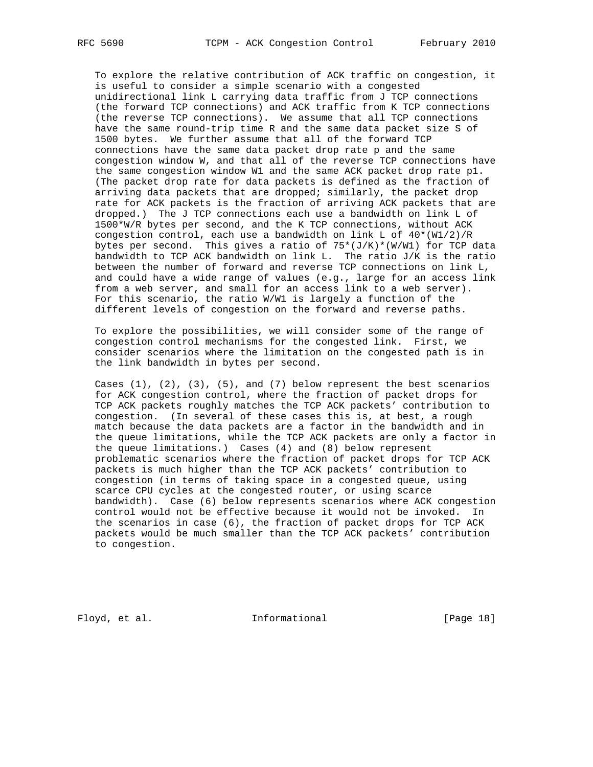To explore the relative contribution of ACK traffic on congestion, it is useful to consider a simple scenario with a congested unidirectional link L carrying data traffic from J TCP connections (the forward TCP connections) and ACK traffic from K TCP connections (the reverse TCP connections). We assume that all TCP connections have the same round-trip time R and the same data packet size S of 1500 bytes. We further assume that all of the forward TCP connections have the same data packet drop rate p and the same congestion window W, and that all of the reverse TCP connections have the same congestion window W1 and the same ACK packet drop rate p1. (The packet drop rate for data packets is defined as the fraction of arriving data packets that are dropped; similarly, the packet drop rate for ACK packets is the fraction of arriving ACK packets that are dropped.) The J TCP connections each use a bandwidth on link L of 1500*W/R bytes per second, and the K TCP connections, without ACK congestion control, each use a bandwidth on link L of 40*(W1/2)/R bytes per second. This gives a ratio of 75*(J/K)*(W/W1) for TCP data bandwidth to TCP ACK bandwidth on link L. The ratio J/K is the ratio between the number of forward and reverse TCP connections on link L, and could have a wide range of values (e.g., large for an access link from a web server, and small for an access link to a web server). For this scenario, the ratio W/W1 is largely a function of the different levels of congestion on the forward and reverse paths.

To explore the possibilities, we will consider some of the range of congestion control mechanisms for the congested link. First, we consider scenarios where the limitation on the congested path is in the link bandwidth in bytes per second.

Cases (1), (2), (3), (5), and (7) below represent the best scenarios for ACK congestion control, where the fraction of packet drops for TCP ACK packets roughly matches the TCP ACK packets' contribution to congestion. (In several of these cases this is, at best, a rough match because the data packets are a factor in the bandwidth and in the queue limitations, while the TCP ACK packets are only a factor in the queue limitations.) Cases (4) and (8) below represent problematic scenarios where the fraction of packet drops for TCP ACK packets is much higher than the TCP ACK packets' contribution to congestion (in terms of taking space in a congested queue, using scarce CPU cycles at the congested router, or using scarce bandwidth). Case (6) below represents scenarios where ACK congestion control would not be effective because it would not be invoked. In the scenarios in case (6), the fraction of packet drops for TCP ACK packets would be much smaller than the TCP ACK packets' contribution to congestion.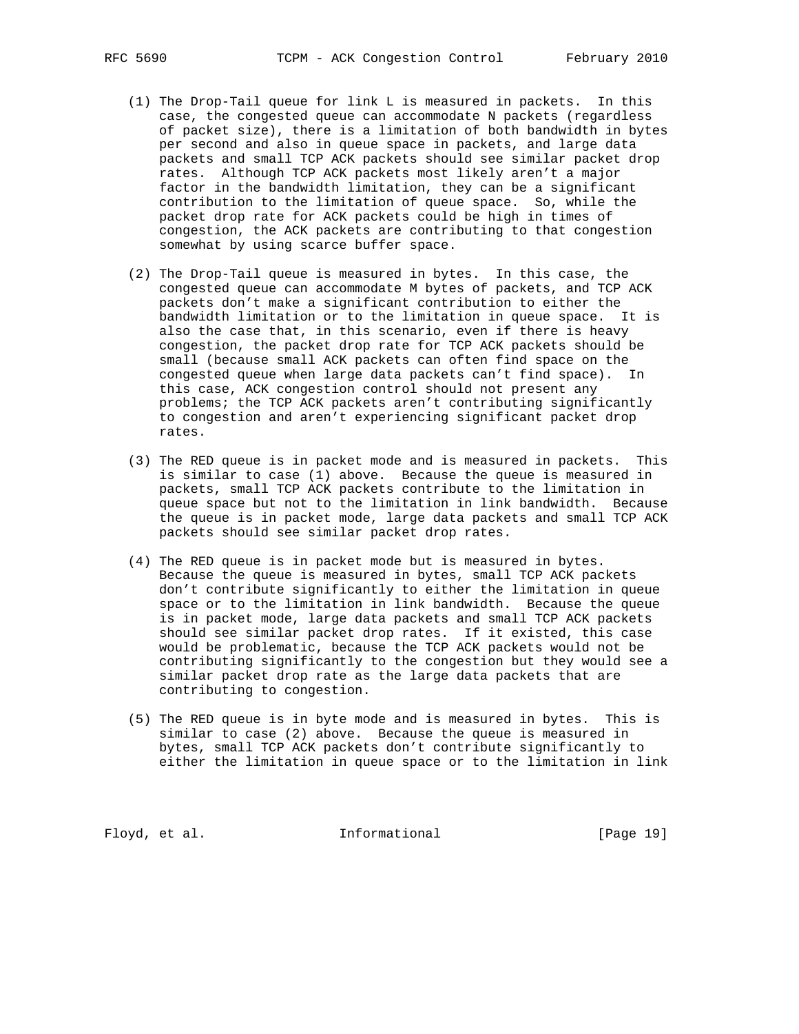(1) The Drop-Tail queue for link L is measured in packets. In this case, the congested queue can accommodate N packets (regardless of packet size), there is a limitation of both bandwidth in bytes per second and also in queue space in packets, and large data packets and small TCP ACK packets should see similar packet drop rates. Although TCP ACK packets most likely aren't a major factor in the bandwidth limitation, they can be a significant contribution to the limitation of queue space. So, while the packet drop rate for ACK packets could be high in times of congestion, the ACK packets are contributing to that congestion somewhat by using scarce buffer space.

(2) The Drop-Tail queue is measured in bytes. In this case, the congested queue can accommodate M bytes of packets, and TCP ACK packets don't make a significant contribution to either the bandwidth limitation or to the limitation in queue space. It is also the case that, in this scenario, even if there is heavy congestion, the packet drop rate for TCP ACK packets should be small (because small ACK packets can often find space on the congested queue when large data packets can't find space). In this case, ACK congestion control should not present any problems; the TCP ACK packets aren't contributing significantly to congestion and aren't experiencing significant packet drop rates.

(3) The RED queue is in packet mode and is measured in packets. This is similar to case (1) above. Because the queue is measured in packets, small TCP ACK packets contribute to the limitation in queue space but not to the limitation in link bandwidth. Because the queue is in packet mode, large data packets and small TCP ACK packets should see similar packet drop rates.

(4) The RED queue is in packet mode but is measured in bytes. Because the queue is measured in bytes, small TCP ACK packets don't contribute significantly to either the limitation in queue space or to the limitation in link bandwidth. Because the queue is in packet mode, large data packets and small TCP ACK packets should see similar packet drop rates. If it existed, this case would be problematic, because the TCP ACK packets would not be contributing significantly to the congestion but they would see a similar packet drop rate as the large data packets that are contributing to congestion.

(5) The RED queue is in byte mode and is measured in bytes. This is similar to case (2) above. Because the queue is measured in bytes, small TCP ACK packets don't contribute significantly to either the limitation in queue space or to the limitation in link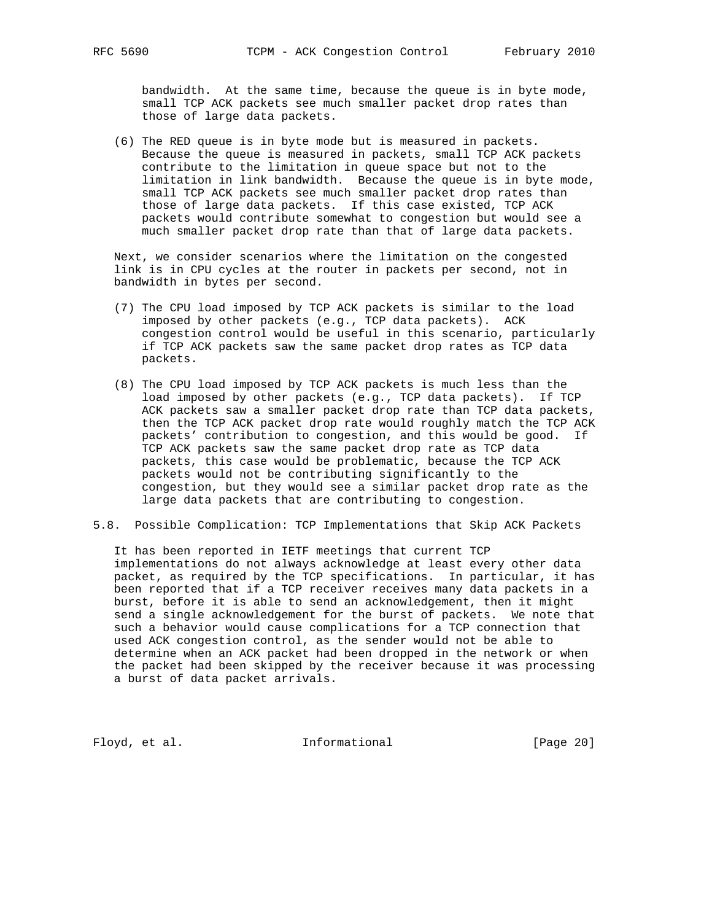bandwidth. At the same time, because the queue is in byte mode, small TCP ACK packets see much smaller packet drop rates than those of large data packets.

(6) The RED queue is in byte mode but is measured in packets. Because the queue is measured in packets, small TCP ACK packets contribute to the limitation in queue space but not to the limitation in link bandwidth. Because the queue is in byte mode, small TCP ACK packets see much smaller packet drop rates than those of large data packets. If this case existed, TCP ACK packets would contribute somewhat to congestion but would see a much smaller packet drop rate than that of large data packets.

Next, we consider scenarios where the limitation on the congested link is in CPU cycles at the router in packets per second, not in bandwidth in bytes per second.

(7) The CPU load imposed by TCP ACK packets is similar to the load imposed by other packets (e.g., TCP data packets). ACK congestion control would be useful in this scenario, particularly if TCP ACK packets saw the same packet drop rates as TCP data packets.

(8) The CPU load imposed by TCP ACK packets is much less than the load imposed by other packets (e.g., TCP data packets). If TCP ACK packets saw a smaller packet drop rate than TCP data packets, then the TCP ACK packet drop rate would roughly match the TCP ACK packets' contribution to congestion, and this would be good. If TCP ACK packets saw the same packet drop rate as TCP data packets, this case would be problematic, because the TCP ACK packets would not be contributing significantly to the congestion, but they would see a similar packet drop rate as the large data packets that are contributing to congestion.

## 5.8. Possible Complication: TCP Implementations that Skip ACK Packets

It has been reported in IETF meetings that current TCP implementations do not always acknowledge at least every other data packet, as required by the TCP specifications. In particular, it has been reported that if a TCP receiver receives many data packets in a burst, before it is able to send an acknowledgement, then it might send a single acknowledgement for the burst of packets. We note that such a behavior would cause complications for a TCP connection that used ACK congestion control, as the sender would not be able to determine when an ACK packet had been dropped in the network or when the packet had been skipped by the receiver because it was processing a burst of data packet arrivals.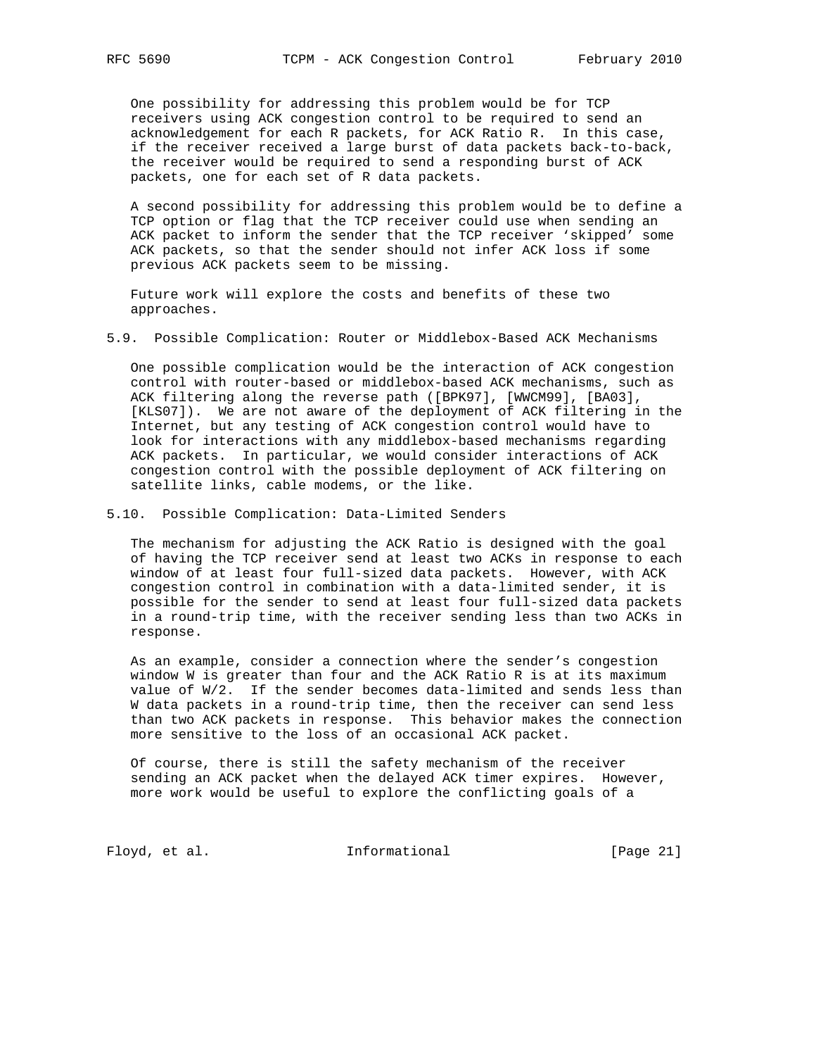One possibility for addressing this problem would be for TCP receivers using ACK congestion control to be required to send an acknowledgement for each R packets, for ACK Ratio R. In this case, if the receiver received a large burst of data packets back-to-back, the receiver would be required to send a responding burst of ACK packets, one for each set of R data packets.

A second possibility for addressing this problem would be to define a TCP option or flag that the TCP receiver could use when sending an ACK packet to inform the sender that the TCP receiver 'skipped' some ACK packets, so that the sender should not infer ACK loss if some previous ACK packets seem to be missing.

Future work will explore the costs and benefits of these two approaches.

### 5.9. Possible Complication: Router or Middlebox-Based ACK Mechanisms

One possible complication would be the interaction of ACK congestion control with router-based or middlebox-based ACK mechanisms, such as ACK filtering along the reverse path ([BPK97], [WWCM99], [BA03], [KLS07]). We are not aware of the deployment of ACK filtering in the Internet, but any testing of ACK congestion control would have to look for interactions with any middlebox-based mechanisms regarding ACK packets. In particular, we would consider interactions of ACK congestion control with the possible deployment of ACK filtering on satellite links, cable modems, or the like.

### 5.10. Possible Complication: Data-Limited Senders

The mechanism for adjusting the ACK Ratio is designed with the goal of having the TCP receiver send at least two ACKs in response to each window of at least four full-sized data packets. However, with ACK congestion control in combination with a data-limited sender, it is possible for the sender to send at least four full-sized data packets in a round-trip time, with the receiver sending less than two ACKs in response.

As an example, consider a connection where the sender's congestion window W is greater than four and the ACK Ratio R is at its maximum value of W/2. If the sender becomes data-limited and sends less than W data packets in a round-trip time, then the receiver can send less than two ACK packets in response. This behavior makes the connection more sensitive to the loss of an occasional ACK packet.

Of course, there is still the safety mechanism of the receiver sending an ACK packet when the delayed ACK timer expires. However, more work would be useful to explore the conflicting goals of a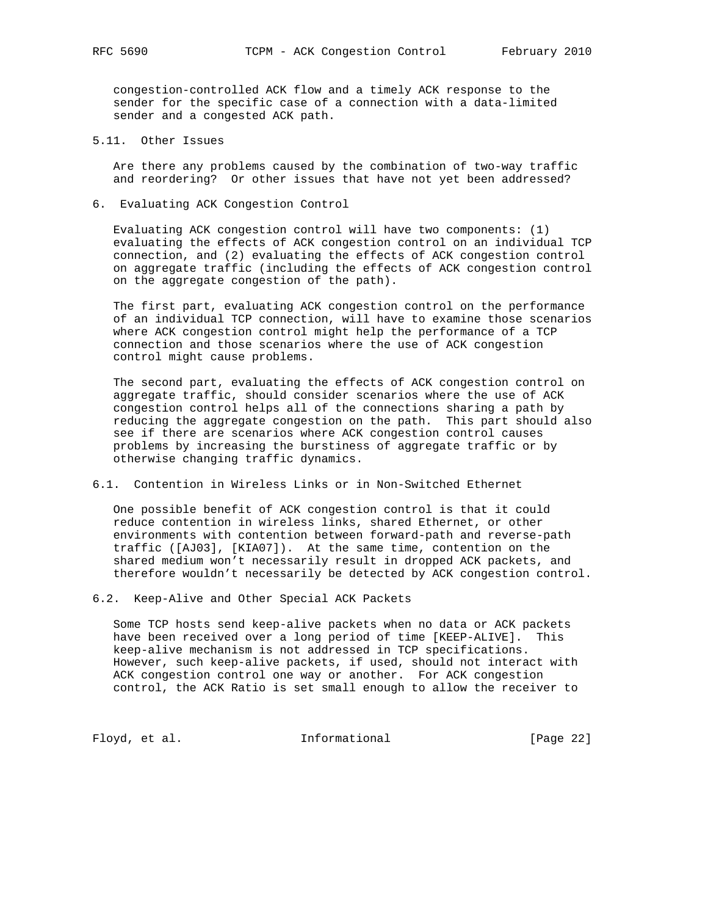congestion-controlled ACK flow and a timely ACK response to the sender for the specific case of a connection with a data-limited sender and a congested ACK path.

### 5.11. Other Issues

Are there any problems caused by the combination of two-way traffic and reordering? Or other issues that have not yet been addressed?

## 6. Evaluating ACK Congestion Control

Evaluating ACK congestion control will have two components: (1) evaluating the effects of ACK congestion control on an individual TCP connection, and (2) evaluating the effects of ACK congestion control on aggregate traffic (including the effects of ACK congestion control on the aggregate congestion of the path).

The first part, evaluating ACK congestion control on the performance of an individual TCP connection, will have to examine those scenarios where ACK congestion control might help the performance of a TCP connection and those scenarios where the use of ACK congestion control might cause problems.

The second part, evaluating the effects of ACK congestion control on aggregate traffic, should consider scenarios where the use of ACK congestion control helps all of the connections sharing a path by reducing the aggregate congestion on the path. This part should also see if there are scenarios where ACK congestion control causes problems by increasing the burstiness of aggregate traffic or by otherwise changing traffic dynamics.

### 6.1. Contention in Wireless Links or in Non-Switched Ethernet

One possible benefit of ACK congestion control is that it could reduce contention in wireless links, shared Ethernet, or other environments with contention between forward-path and reverse-path traffic ([AJ03], [KIA07]). At the same time, contention on the shared medium won't necessarily result in dropped ACK packets, and therefore wouldn't necessarily be detected by ACK congestion control.

### 6.2. Keep-Alive and Other Special ACK Packets

Some TCP hosts send keep-alive packets when no data or ACK packets have been received over a long period of time [KEEP-ALIVE]. This keep-alive mechanism is not addressed in TCP specifications. However, such keep-alive packets, if used, should not interact with ACK congestion control one way or another. For ACK congestion control, the ACK Ratio is set small enough to allow the receiver to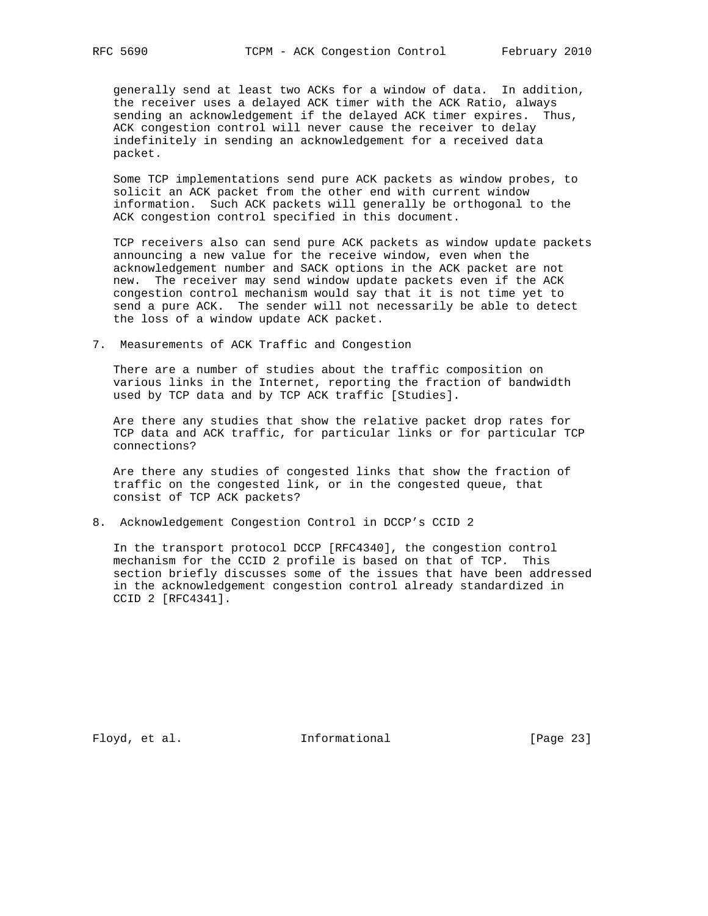generally send at least two ACKs for a window of data. In addition, the receiver uses a delayed ACK timer with the ACK Ratio, always sending an acknowledgement if the delayed ACK timer expires. Thus, ACK congestion control will never cause the receiver to delay indefinitely in sending an acknowledgement for a received data packet.

Some TCP implementations send pure ACK packets as window probes, to solicit an ACK packet from the other end with current window information. Such ACK packets will generally be orthogonal to the ACK congestion control specified in this document.

TCP receivers also can send pure ACK packets as window update packets announcing a new value for the receive window, even when the acknowledgement number and SACK options in the ACK packet are not new. The receiver may send window update packets even if the ACK congestion control mechanism would say that it is not time yet to send a pure ACK. The sender will not necessarily be able to detect the loss of a window update ACK packet.

## 7. Measurements of ACK Traffic and Congestion

There are a number of studies about the traffic composition on various links in the Internet, reporting the fraction of bandwidth used by TCP data and by TCP ACK traffic [Studies].

Are there any studies that show the relative packet drop rates for TCP data and ACK traffic, for particular links or for particular TCP connections?

Are there any studies of congested links that show the fraction of traffic on the congested link, or in the congested queue, that consist of TCP ACK packets?

## 8. Acknowledgement Congestion Control in DCCP's CCID 2

In the transport protocol DCCP [RFC4340], the congestion control mechanism for the CCID 2 profile is based on that of TCP. This section briefly discusses some of the issues that have been addressed in the acknowledgement congestion control already standardized in CCID 2 [RFC4341].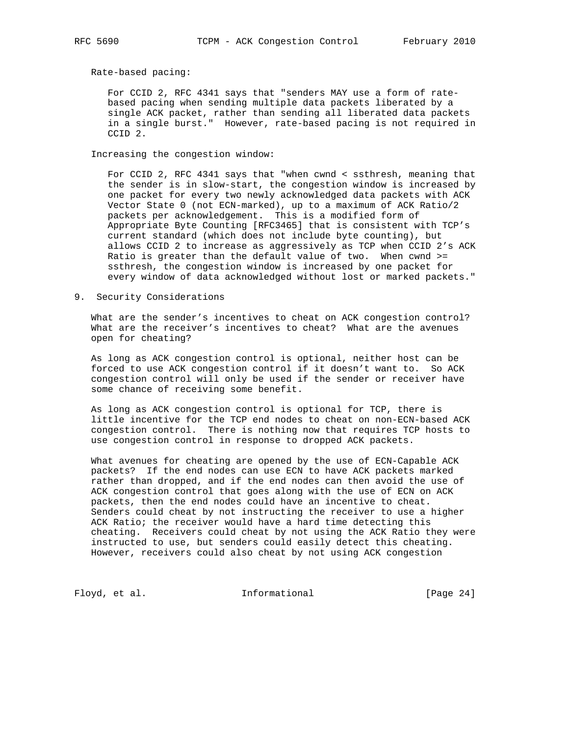Rate-based pacing:

For CCID 2, RFC 4341 says that "senders MAY use a form of rate-based pacing when sending multiple data packets liberated by a single ACK packet, rather than sending all liberated data packets in a single burst." However, rate-based pacing is not required in CCID 2.

Increasing the congestion window:

For CCID 2, RFC 4341 says that "when cwnd < ssthresh, meaning that the sender is in slow-start, the congestion window is increased by one packet for every two newly acknowledged data packets with ACK Vector State 0 (not ECN-marked), up to a maximum of ACK Ratio/2 packets per acknowledgement. This is a modified form of Appropriate Byte Counting [RFC3465] that is consistent with TCP's current standard (which does not include byte counting), but allows CCID 2 to increase as aggressively as TCP when CCID 2's ACK Ratio is greater than the default value of two. When cwnd >= ssthresh, the congestion window is increased by one packet for every window of data acknowledged without lost or marked packets."

## 9. Security Considerations

What are the sender's incentives to cheat on ACK congestion control? What are the receiver's incentives to cheat? What are the avenues open for cheating?

As long as ACK congestion control is optional, neither host can be forced to use ACK congestion control if it doesn't want to. So ACK congestion control will only be used if the sender or receiver have some chance of receiving some benefit.

As long as ACK congestion control is optional for TCP, there is little incentive for the TCP end nodes to cheat on non-ECN-based ACK congestion control. There is nothing now that requires TCP hosts to use congestion control in response to dropped ACK packets.

What avenues for cheating are opened by the use of ECN-Capable ACK packets? If the end nodes can use ECN to have ACK packets marked rather than dropped, and if the end nodes can then avoid the use of ACK congestion control that goes along with the use of ECN on ACK packets, then the end nodes could have an incentive to cheat. Senders could cheat by not instructing the receiver to use a higher ACK Ratio; the receiver would have a hard time detecting this cheating. Receivers could cheat by not using the ACK Ratio they were instructed to use, but senders could easily detect this cheating. However, receivers could also cheat by not using ACK congestion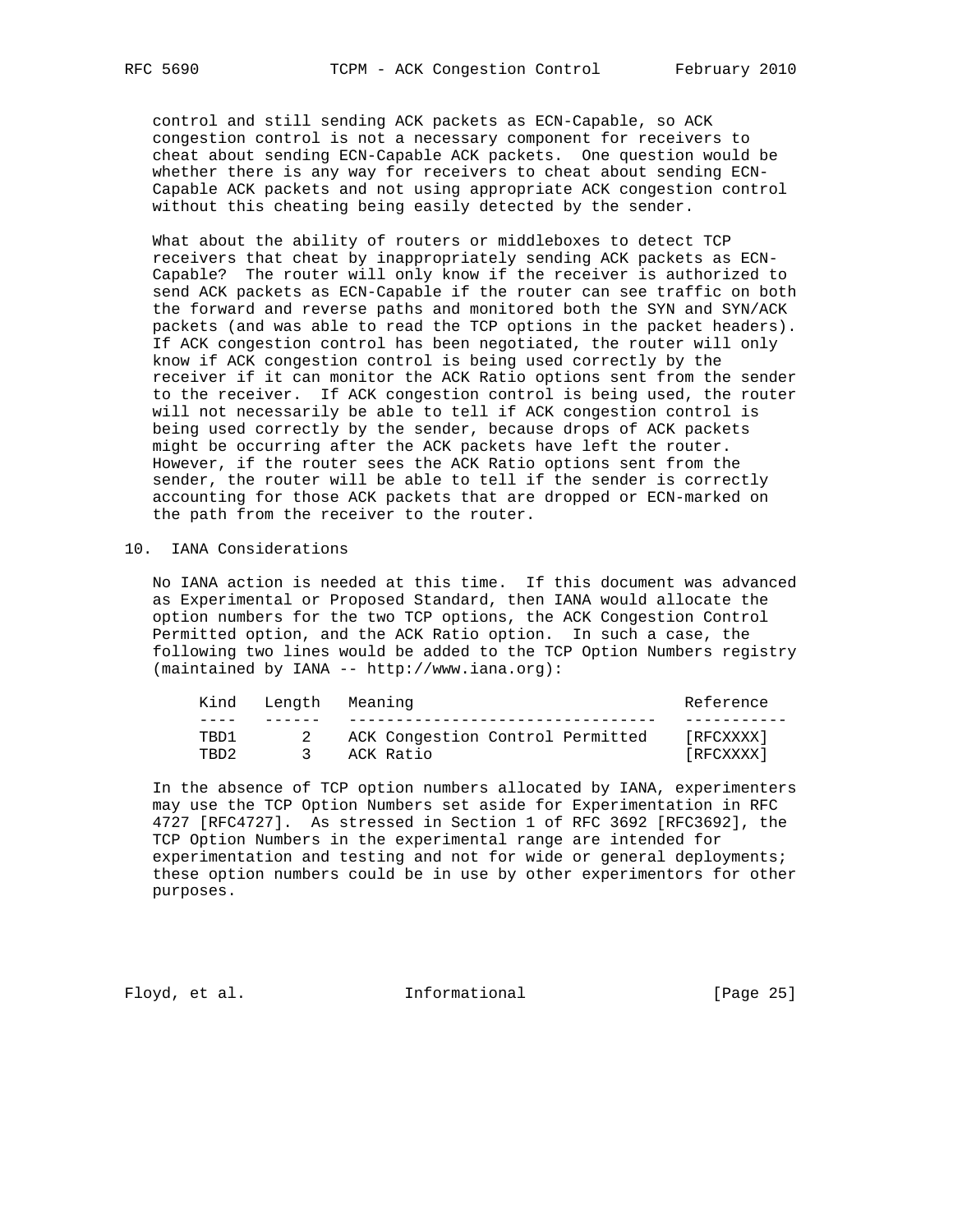control and still sending ACK packets as ECN-Capable, so ACK congestion control is not a necessary component for receivers to cheat about sending ECN-Capable ACK packets. One question would be whether there is any way for receivers to cheat about sending ECN-Capable ACK packets and not using appropriate ACK congestion control without this cheating being easily detected by the sender.

What about the ability of routers or middleboxes to detect TCP receivers that cheat by inappropriately sending ACK packets as ECN-Capable? The router will only know if the receiver is authorized to send ACK packets as ECN-Capable if the router can see traffic on both the forward and reverse paths and monitored both the SYN and SYN/ACK packets (and was able to read the TCP options in the packet headers). If ACK congestion control has been negotiated, the router will only know if ACK congestion control is being used correctly by the receiver if it can monitor the ACK Ratio options sent from the sender to the receiver. If ACK congestion control is being used, the router will not necessarily be able to tell if ACK congestion control is being used correctly by the sender, because drops of ACK packets might be occurring after the ACK packets have left the router. However, if the router sees the ACK Ratio options sent from the sender, the router will be able to tell if the sender is correctly accounting for those ACK packets that are dropped or ECN-marked on the path from the receiver to the router.

## 10. IANA Considerations

No IANA action is needed at this time. If this document was advanced as Experimental or Proposed Standard, then IANA would allocate the option numbers for the two TCP options, the ACK Congestion Control Permitted option, and the ACK Ratio option. In such a case, the following two lines would be added to the TCP Option Numbers registry (maintained by IANA -- http://www.iana.org):

| Kind | Length | Meaning | Reference |
|---|---|---|---|
| TBD1 | 2 | ACK Congestion Control Permitted | [RFCXXXX] |
| TBD2 | 3 | ACK Ratio | [RFCXXXX] |

In the absence of TCP option numbers allocated by IANA, experimenters may use the TCP Option Numbers set aside for Experimentation in RFC 4727 [RFC4727]. As stressed in Section 1 of RFC 3692 [RFC3692], the TCP Option Numbers in the experimental range are intended for experimentation and testing and not for wide or general deployments; these option numbers could be in use by other experimentors for other purposes.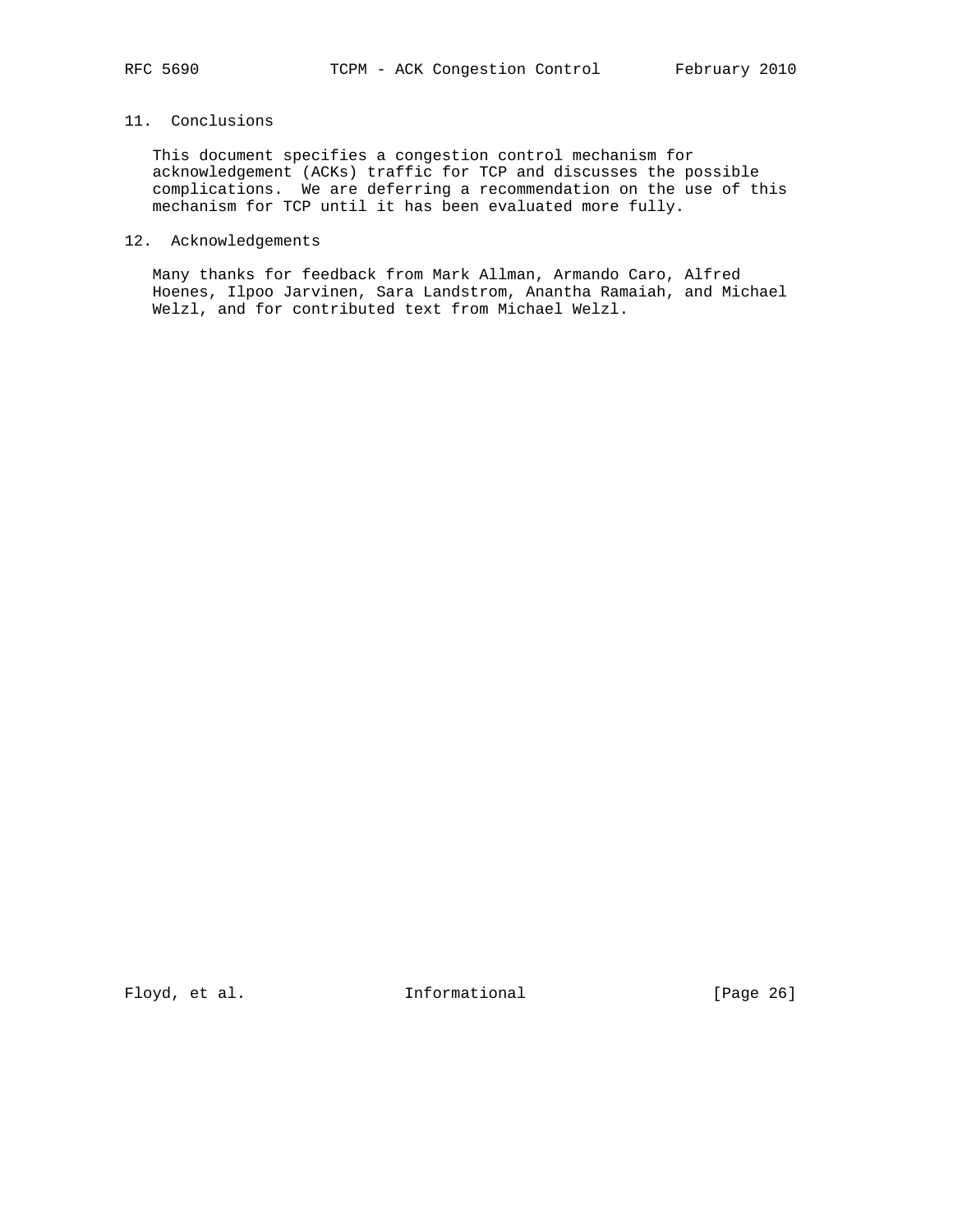## 11. Conclusions

This document specifies a congestion control mechanism for acknowledgement (ACKs) traffic for TCP and discusses the possible complications. We are deferring a recommendation on the use of this mechanism for TCP until it has been evaluated more fully.

## 12. Acknowledgements

Many thanks for feedback from Mark Allman, Armando Caro, Alfred Hoenes, Ilpoo Jarvinen, Sara Landstrom, Anantha Ramaiah, and Michael Welzl, and for contributed text from Michael Welzl.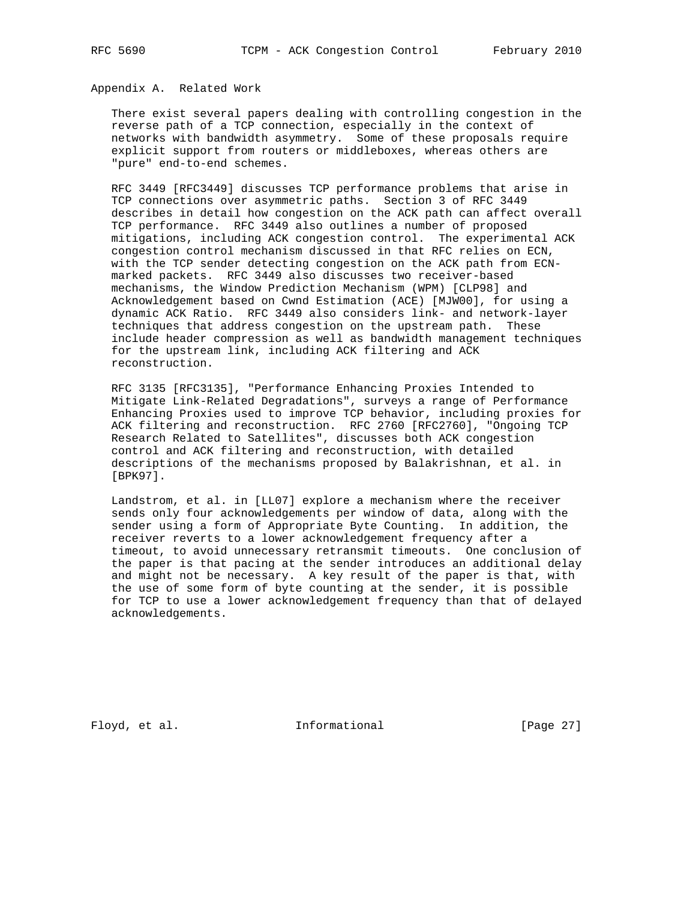## Appendix A. Related Work

There exist several papers dealing with controlling congestion in the reverse path of a TCP connection, especially in the context of networks with bandwidth asymmetry. Some of these proposals require explicit support from routers or middleboxes, whereas others are "pure" end-to-end schemes.

RFC 3449 [RFC3449] discusses TCP performance problems that arise in TCP connections over asymmetric paths. Section 3 of RFC 3449 describes in detail how congestion on the ACK path can affect overall TCP performance. RFC 3449 also outlines a number of proposed mitigations, including ACK congestion control. The experimental ACK congestion control mechanism discussed in that RFC relies on ECN, with the TCP sender detecting congestion on the ACK path from ECN-marked packets. RFC 3449 also discusses two receiver-based mechanisms, the Window Prediction Mechanism (WPM) [CLP98] and Acknowledgement based on Cwnd Estimation (ACE) [MJW00], for using a dynamic ACK Ratio. RFC 3449 also considers link- and network-layer techniques that address congestion on the upstream path. These include header compression as well as bandwidth management techniques for the upstream link, including ACK filtering and ACK reconstruction.

RFC 3135 [RFC3135], "Performance Enhancing Proxies Intended to Mitigate Link-Related Degradations", surveys a range of Performance Enhancing Proxies used to improve TCP behavior, including proxies for ACK filtering and reconstruction. RFC 2760 [RFC2760], "Ongoing TCP Research Related to Satellites", discusses both ACK congestion control and ACK filtering and reconstruction, with detailed descriptions of the mechanisms proposed by Balakrishnan, et al. in [BPK97].

Landstrom, et al. in [LL07] explore a mechanism where the receiver sends only four acknowledgements per window of data, along with the sender using a form of Appropriate Byte Counting. In addition, the receiver reverts to a lower acknowledgement frequency after a timeout, to avoid unnecessary retransmit timeouts. One conclusion of the paper is that pacing at the sender introduces an additional delay and might not be necessary. A key result of the paper is that, with the use of some form of byte counting at the sender, it is possible for TCP to use a lower acknowledgement frequency than that of delayed acknowledgements.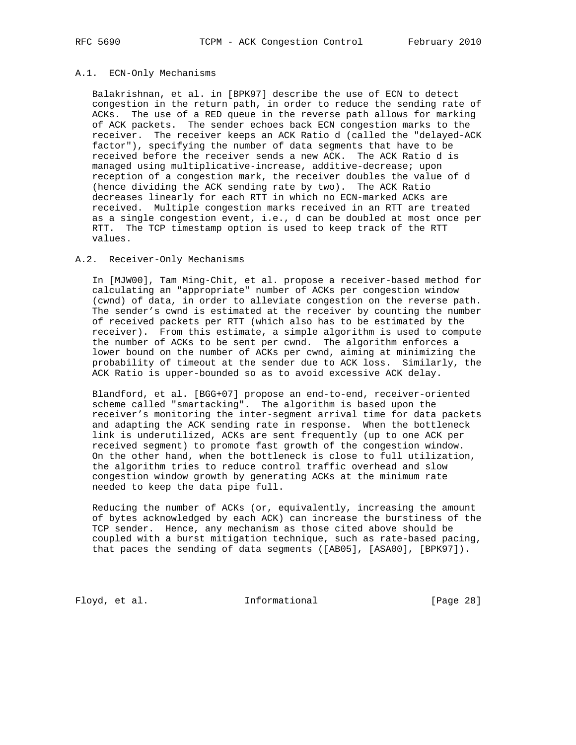### A.1. ECN-Only Mechanisms

Balakrishnan, et al. in [BPK97] describe the use of ECN to detect congestion in the return path, in order to reduce the sending rate of ACKs. The use of a RED queue in the reverse path allows for marking of ACK packets. The sender echoes back ECN congestion marks to the receiver. The receiver keeps an ACK Ratio d (called the "delayed-ACK factor"), specifying the number of data segments that have to be received before the receiver sends a new ACK. The ACK Ratio d is managed using multiplicative-increase, additive-decrease; upon reception of a congestion mark, the receiver doubles the value of d (hence dividing the ACK sending rate by two). The ACK Ratio decreases linearly for each RTT in which no ECN-marked ACKs are received. Multiple congestion marks received in an RTT are treated as a single congestion event, i.e., d can be doubled at most once per RTT. The TCP timestamp option is used to keep track of the RTT values.

### A.2. Receiver-Only Mechanisms

In [MJW00], Tam Ming-Chit, et al. propose a receiver-based method for calculating an "appropriate" number of ACKs per congestion window (cwnd) of data, in order to alleviate congestion on the reverse path. The sender's cwnd is estimated at the receiver by counting the number of received packets per RTT (which also has to be estimated by the receiver). From this estimate, a simple algorithm is used to compute the number of ACKs to be sent per cwnd. The algorithm enforces a lower bound on the number of ACKs per cwnd, aiming at minimizing the probability of timeout at the sender due to ACK loss. Similarly, the ACK Ratio is upper-bounded so as to avoid excessive ACK delay.

Blandford, et al. [BGG+07] propose an end-to-end, receiver-oriented scheme called "smartacking". The algorithm is based upon the receiver's monitoring the inter-segment arrival time for data packets and adapting the ACK sending rate in response. When the bottleneck link is underutilized, ACKs are sent frequently (up to one ACK per received segment) to promote fast growth of the congestion window. On the other hand, when the bottleneck is close to full utilization, the algorithm tries to reduce control traffic overhead and slow congestion window growth by generating ACKs at the minimum rate needed to keep the data pipe full.

Reducing the number of ACKs (or, equivalently, increasing the amount of bytes acknowledged by each ACK) can increase the burstiness of the TCP sender. Hence, any mechanism as those cited above should be coupled with a burst mitigation technique, such as rate-based pacing, that paces the sending of data segments ([AB05], [ASA00], [BPK97]).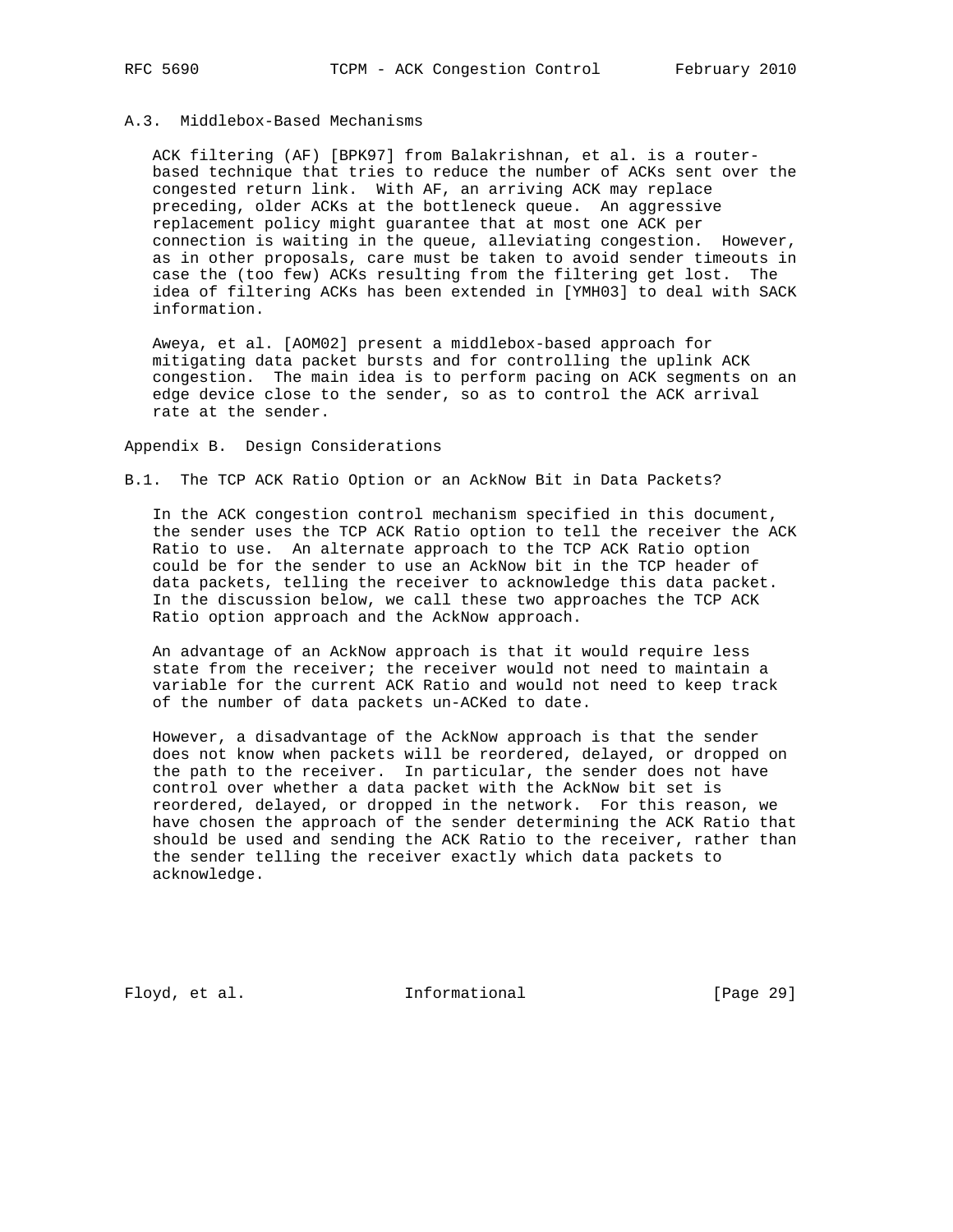### A.3. Middlebox-Based Mechanisms

ACK filtering (AF) [BPK97] from Balakrishnan, et al. is a router-based technique that tries to reduce the number of ACKs sent over the congested return link. With AF, an arriving ACK may replace preceding, older ACKs at the bottleneck queue. An aggressive replacement policy might guarantee that at most one ACK per connection is waiting in the queue, alleviating congestion. However, as in other proposals, care must be taken to avoid sender timeouts in case the (too few) ACKs resulting from the filtering get lost. The idea of filtering ACKs has been extended in [YMH03] to deal with SACK information.

Aweya, et al. [AOM02] present a middlebox-based approach for mitigating data packet bursts and for controlling the uplink ACK congestion. The main idea is to perform pacing on ACK segments on an edge device close to the sender, so as to control the ACK arrival rate at the sender.

## Appendix B. Design Considerations

### B.1. The TCP ACK Ratio Option or an AckNow Bit in Data Packets?

In the ACK congestion control mechanism specified in this document, the sender uses the TCP ACK Ratio option to tell the receiver the ACK Ratio to use. An alternate approach to the TCP ACK Ratio option could be for the sender to use an AckNow bit in the TCP header of data packets, telling the receiver to acknowledge this data packet. In the discussion below, we call these two approaches the TCP ACK Ratio option approach and the AckNow approach.

An advantage of an AckNow approach is that it would require less state from the receiver; the receiver would not need to maintain a variable for the current ACK Ratio and would not need to keep track of the number of data packets un-ACKed to date.

However, a disadvantage of the AckNow approach is that the sender does not know when packets will be reordered, delayed, or dropped on the path to the receiver. In particular, the sender does not have control over whether a data packet with the AckNow bit set is reordered, delayed, or dropped in the network. For this reason, we have chosen the approach of the sender determining the ACK Ratio that should be used and sending the ACK Ratio to the receiver, rather than the sender telling the receiver exactly which data packets to acknowledge.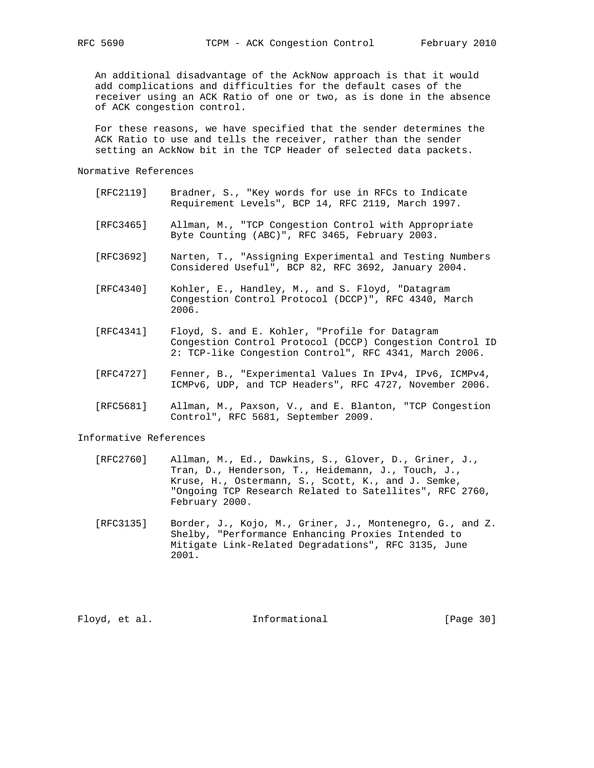An additional disadvantage of the AckNow approach is that it would add complications and difficulties for the default cases of the receiver using an ACK Ratio of one or two, as is done in the absence of ACK congestion control.

For these reasons, we have specified that the sender determines the ACK Ratio to use and tells the receiver, rather than the sender setting an AckNow bit in the TCP Header of selected data packets.

## Normative References

[RFC2119] Bradner, S., "Key words for use in RFCs to Indicate Requirement Levels", BCP 14, RFC 2119, March 1997.

[RFC3465] Allman, M., "TCP Congestion Control with Appropriate Byte Counting (ABC)", RFC 3465, February 2003.

[RFC3692] Narten, T., "Assigning Experimental and Testing Numbers Considered Useful", BCP 82, RFC 3692, January 2004.

[RFC4340] Kohler, E., Handley, M., and S. Floyd, "Datagram Congestion Control Protocol (DCCP)", RFC 4340, March 2006.

[RFC4341] Floyd, S. and E. Kohler, "Profile for Datagram Congestion Control Protocol (DCCP) Congestion Control ID 2: TCP-like Congestion Control", RFC 4341, March 2006.

[RFC4727] Fenner, B., "Experimental Values In IPv4, IPv6, ICMPv4, ICMPv6, UDP, and TCP Headers", RFC 4727, November 2006.

[RFC5681] Allman, M., Paxson, V., and E. Blanton, "TCP Congestion Control", RFC 5681, September 2009.

## Informative References

[RFC2760] Allman, M., Ed., Dawkins, S., Glover, D., Griner, J., Tran, D., Henderson, T., Heidemann, J., Touch, J., Kruse, H., Ostermann, S., Scott, K., and J. Semke, "Ongoing TCP Research Related to Satellites", RFC 2760, February 2000.

[RFC3135] Border, J., Kojo, M., Griner, J., Montenegro, G., and Z. Shelby, "Performance Enhancing Proxies Intended to Mitigate Link-Related Degradations", RFC 3135, June 2001.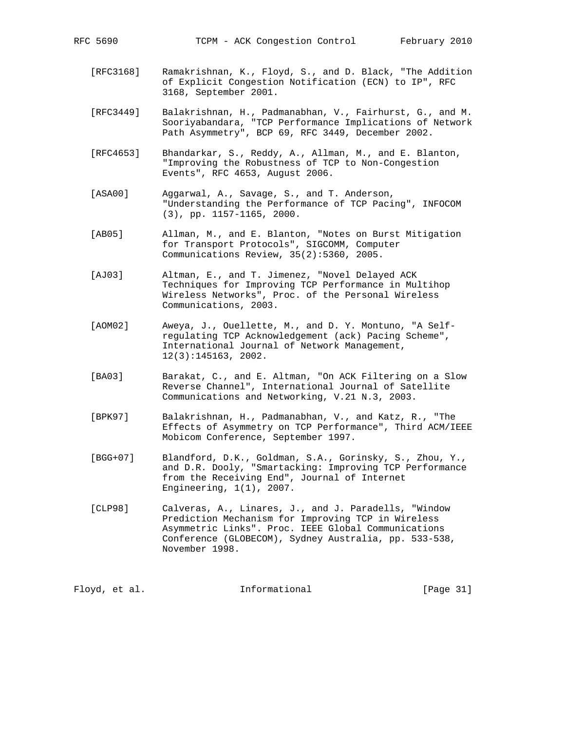[RFC3168] Ramakrishnan, K., Floyd, S., and D. Black, "The Addition of Explicit Congestion Notification (ECN) to IP", RFC 3168, September 2001.

[RFC3449] Balakrishnan, H., Padmanabhan, V., Fairhurst, G., and M. Sooriyabandara, "TCP Performance Implications of Network Path Asymmetry", BCP 69, RFC 3449, December 2002.

[RFC4653] Bhandarkar, S., Reddy, A., Allman, M., and E. Blanton, "Improving the Robustness of TCP to Non-Congestion Events", RFC 4653, August 2006.

[ASA00] Aggarwal, A., Savage, S., and T. Anderson, "Understanding the Performance of TCP Pacing", INFOCOM (3), pp. 1157-1165, 2000.

[AB05] Allman, M., and E. Blanton, "Notes on Burst Mitigation for Transport Protocols", SIGCOMM, Computer Communications Review, 35(2):5360, 2005.

[AJ03] Altman, E., and T. Jimenez, "Novel Delayed ACK Techniques for Improving TCP Performance in Multihop Wireless Networks", Proc. of the Personal Wireless Communications, 2003.

[AOM02] Aweya, J., Ouellette, M., and D. Y. Montuno, "A Self-regulating TCP Acknowledgement (ack) Pacing Scheme", International Journal of Network Management, 12(3):145163, 2002.

[BA03] Barakat, C., and E. Altman, "On ACK Filtering on a Slow Reverse Channel", International Journal of Satellite Communications and Networking, V.21 N.3, 2003.

[BPK97] Balakrishnan, H., Padmanabhan, V., and Katz, R., "The Effects of Asymmetry on TCP Performance", Third ACM/IEEE Mobicom Conference, September 1997.

[BGG+07] Blandford, D.K., Goldman, S.A., Gorinsky, S., Zhou, Y., and D.R. Dooly, "Smartacking: Improving TCP Performance from the Receiving End", Journal of Internet Engineering, 1(1), 2007.

[CLP98] Calveras, A., Linares, J., and J. Paradells, "Window Prediction Mechanism for Improving TCP in Wireless Asymmetric Links". Proc. IEEE Global Communications Conference (GLOBECOM), Sydney Australia, pp. 533-538, November 1998.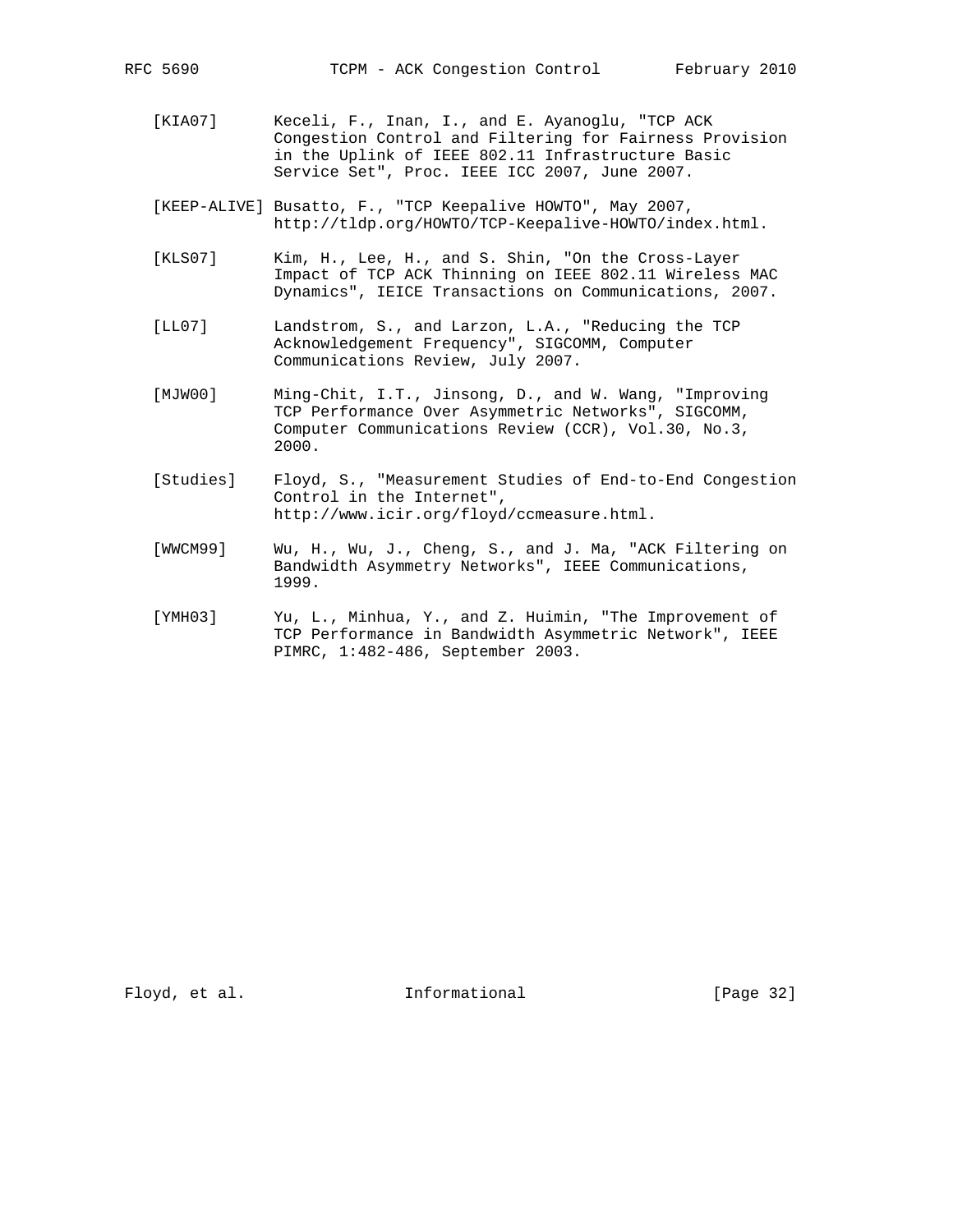[KIA07] Keceli, F., Inan, I., and E. Ayanoglu, "TCP ACK Congestion Control and Filtering for Fairness Provision in the Uplink of IEEE 802.11 Infrastructure Basic Service Set", Proc. IEEE ICC 2007, June 2007.

[KEEP-ALIVE] Busatto, F., "TCP Keepalive HOWTO", May 2007, http://tldp.org/HOWTO/TCP-Keepalive-HOWTO/index.html.

[KLS07] Kim, H., Lee, H., and S. Shin, "On the Cross-Layer Impact of TCP ACK Thinning on IEEE 802.11 Wireless MAC Dynamics", IEICE Transactions on Communications, 2007.

[LL07] Landstrom, S., and Larzon, L.A., "Reducing the TCP Acknowledgement Frequency", SIGCOMM, Computer Communications Review, July 2007.

[MJW00] Ming-Chit, I.T., Jinsong, D., and W. Wang, "Improving TCP Performance Over Asymmetric Networks", SIGCOMM, Computer Communications Review (CCR), Vol.30, No.3, 2000.

[Studies] Floyd, S., "Measurement Studies of End-to-End Congestion Control in the Internet", http://www.icir.org/floyd/ccmeasure.html.

[WWCM99] Wu, H., Wu, J., Cheng, S., and J. Ma, "ACK Filtering on Bandwidth Asymmetry Networks", IEEE Communications, 1999.

[YMH03] Yu, L., Minhua, Y., and Z. Huimin, "The Improvement of TCP Performance in Bandwidth Asymmetric Network", IEEE PIMRC, 1:482-486, September 2003.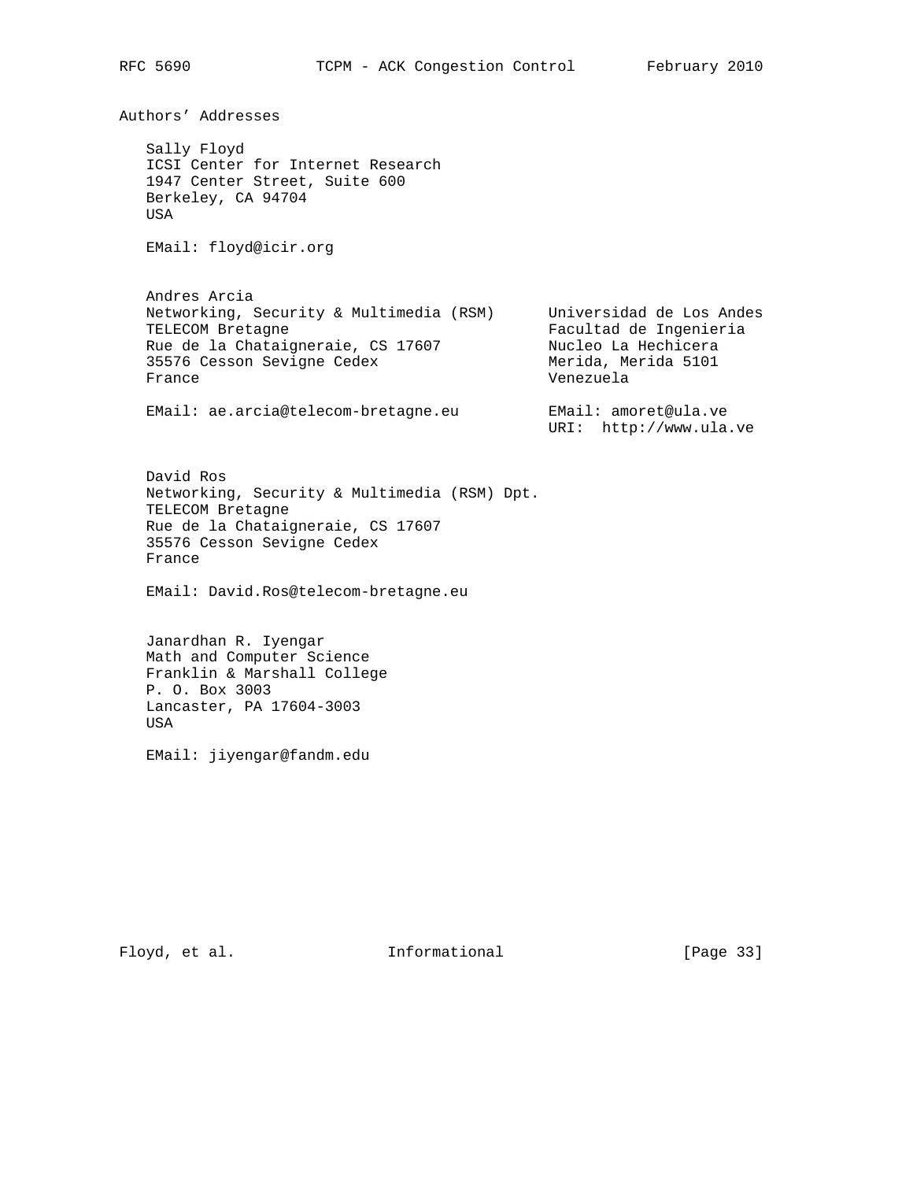## Authors' Addresses

Sally Floyd
ICSI Center for Internet Research
1947 Center Street, Suite 600
Berkeley, CA 94704
USA

EMail: floyd@icir.org

Andres Arcia
Networking, Security & Multimedia (RSM)
TELECOM Bretagne
Rue de la Chataigneraie, CS 17607
35576 Cesson Sevigne Cedex
France

EMail: ae.arcia@telecom-bretagne.eu

Universidad de Los Andes
Facultad de Ingenieria
Nucleo La Hechicera
Merida, Merida 5101
Venezuela

EMail: amoret@ula.ve
URI: http://www.ula.ve

David Ros
Networking, Security & Multimedia (RSM) Dpt.
TELECOM Bretagne
Rue de la Chataigneraie, CS 17607
35576 Cesson Sevigne Cedex
France

EMail: David.Ros@telecom-bretagne.eu

Janardhan R. Iyengar
Math and Computer Science
Franklin & Marshall College
P. O. Box 3003
Lancaster, PA 17604-3003
USA

EMail: jiyengar@fandm.edu